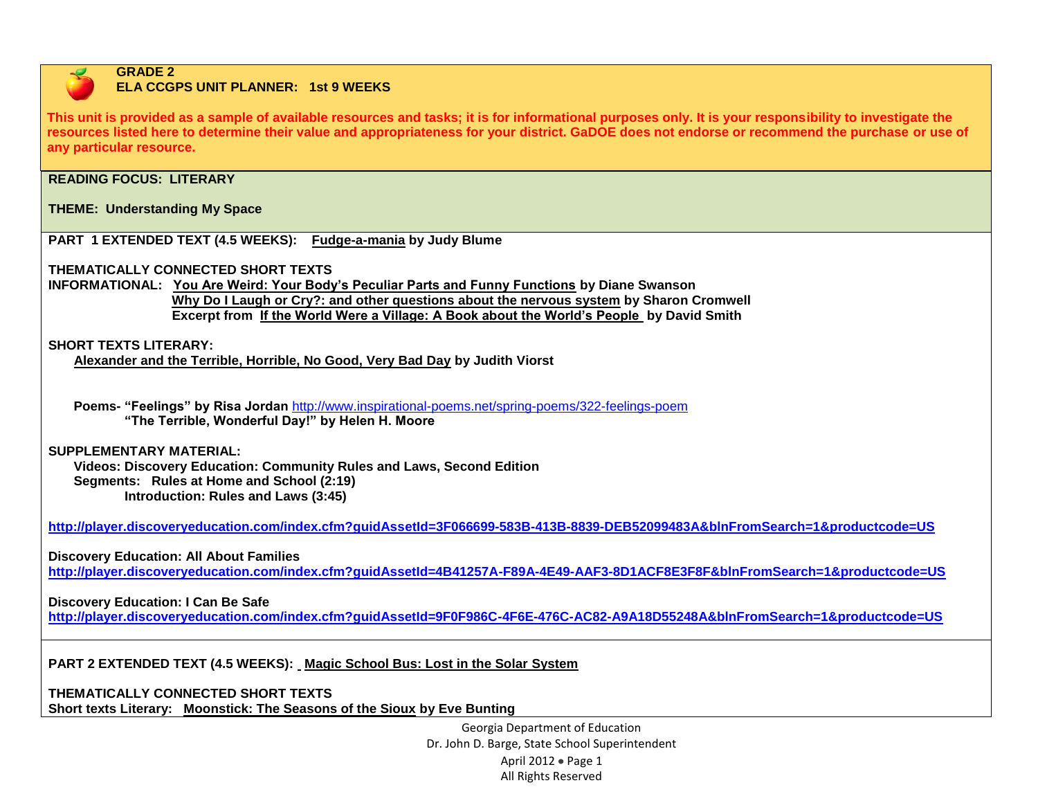**GRADE 2**
**ELA CCGPS UNIT PLANNER: 1st 9 WEEKS**

**This unit is provided as a sample of available resources and tasks; it is for informational purposes only. It is your responsibility to investigate the resources listed here to determine their value and appropriateness for your district. GaDOE does not endorse or recommend the purchase or use of any particular resource.**

**READING FOCUS: LITERARY**

**THEME: Understanding My Space**

**PART 1 EXTENDED TEXT (4.5 WEEKS):** **Fudge-a-mania by Judy Blume**

**THEMATICALLY CONNECTED SHORT TEXTS**

**INFORMATIONAL:**
- **You Are Weird: Your Body's Peculiar Parts and Funny Functions by Diane Swanson**
- **Why Do I Laugh or Cry?: and other questions about the nervous system by Sharon Cromwell**
- **Excerpt from If the World Were a Village: A Book about the World's People by David Smith**

**SHORT TEXTS LITERARY:**

**Alexander and the Terrible, Horrible, No Good, Very Bad Day by Judith Viorst**

**Poems- "Feelings" by Risa Jordan** http://www.inspirational-poems.net/spring-poems/322-feelings-poem
**"The Terrible, Wonderful Day!" by Helen H. Moore**

**SUPPLEMENTARY MATERIAL:**

**Videos: Discovery Education: Community Rules and Laws, Second Edition**
**Segments: Rules at Home and School (2:19)**
**Introduction: Rules and Laws (3:45)**

http://player.discoveryeducation.com/index.cfm?guidAssetId=3F066699-583B-413B-8839-DEB52099483A&blnFromSearch=1&productcode=US

**Discovery Education: All About Families**
http://player.discoveryeducation.com/index.cfm?guidAssetId=4B41257A-F89A-4E49-AAF3-8D1ACF8E3F8F&blnFromSearch=1&productcode=US

**Discovery Education: I Can Be Safe**
http://player.discoveryeducation.com/index.cfm?guidAssetId=9F0F986C-4F6E-476C-AC82-A9A18D55248A&blnFromSearch=1&productcode=US

**PART 2 EXTENDED TEXT (4.5 WEEKS):** **Magic School Bus: Lost in the Solar System**

**THEMATICALLY CONNECTED SHORT TEXTS**

**Short texts Literary:** **Moonstick: The Seasons of the Sioux by Eve Bunting**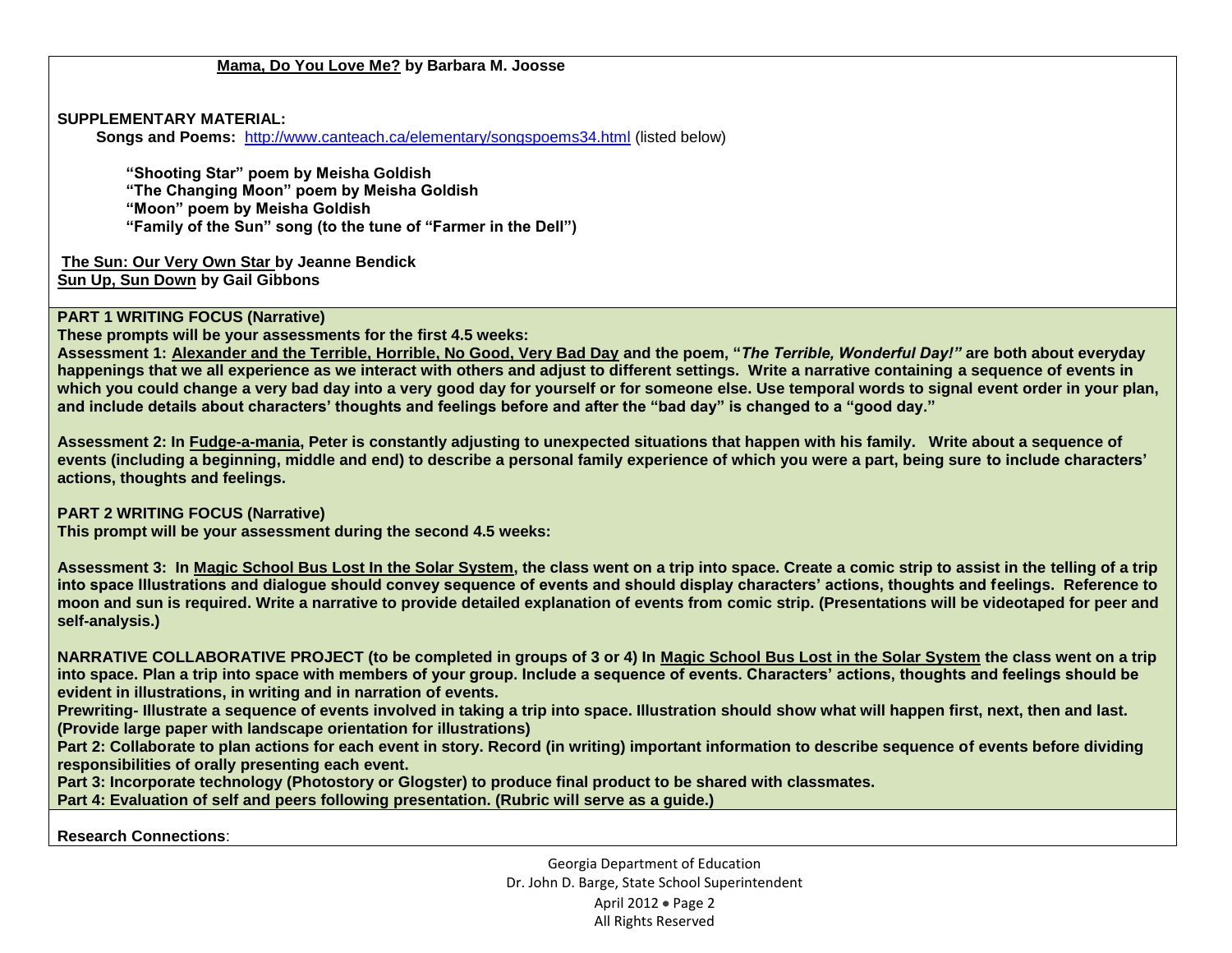<u>**Mama, Do You Love Me?**</u> **by Barbara M. Joosse**

**SUPPLEMENTARY MATERIAL:**

**Songs and Poems:** http://www.canteach.ca/elementary/songspoems34.html (listed below)

**"Shooting Star" poem by Meisha Goldish**
**"The Changing Moon" poem by Meisha Goldish**
**"Moon" poem by Meisha Goldish**
**"Family of the Sun" song (to the tune of "Farmer in the Dell")**

<u>**The Sun: Our Very Own Star**</u> **by Jeanne Bendick**
<u>**Sun Up, Sun Down**</u> **by Gail Gibbons**

**PART 1 WRITING FOCUS (Narrative)**

**These prompts will be your assessments for the first 4.5 weeks:**

**Assessment 1: <u>Alexander and the Terrible, Horrible, No Good, Very Bad Day</u> and the poem, "*The Terrible, Wonderful Day!"* are both about everyday happenings that we all experience as we interact with others and adjust to different settings. Write a narrative containing a sequence of events in which you could change a very bad day into a very good day for yourself or for someone else. Use temporal words to signal event order in your plan, and include details about characters' thoughts and feelings before and after the "bad day" is changed to a "good day."**

**Assessment 2: In <u>Fudge-a-mania</u>, Peter is constantly adjusting to unexpected situations that happen with his family. Write about a sequence of events (including a beginning, middle and end) to describe a personal family experience of which you were a part, being sure to include characters' actions, thoughts and feelings.**

**PART 2 WRITING FOCUS (Narrative)**

**This prompt will be your assessment during the second 4.5 weeks:**

**Assessment 3: In <u>Magic School Bus Lost In the Solar System</u>, the class went on a trip into space. Create a comic strip to assist in the telling of a trip into space Illustrations and dialogue should convey sequence of events and should display characters' actions, thoughts and feelings. Reference to moon and sun is required. Write a narrative to provide detailed explanation of events from comic strip. (Presentations will be videotaped for peer and self-analysis.)**

**NARRATIVE COLLABORATIVE PROJECT (to be completed in groups of 3 or 4) In <u>Magic School Bus Lost in the Solar System</u> the class went on a trip into space. Plan a trip into space with members of your group. Include a sequence of events. Characters' actions, thoughts and feelings should be evident in illustrations, in writing and in narration of events.**

**Prewriting- Illustrate a sequence of events involved in taking a trip into space. Illustration should show what will happen first, next, then and last. (Provide large paper with landscape orientation for illustrations)**

**Part 2: Collaborate to plan actions for each event in story. Record (in writing) important information to describe sequence of events before dividing responsibilities of orally presenting each event.**

**Part 3: Incorporate technology (Photostory or Glogster) to produce final product to be shared with classmates.**

**Part 4: Evaluation of self and peers following presentation. (Rubric will serve as a guide.)**

**Research Connections**: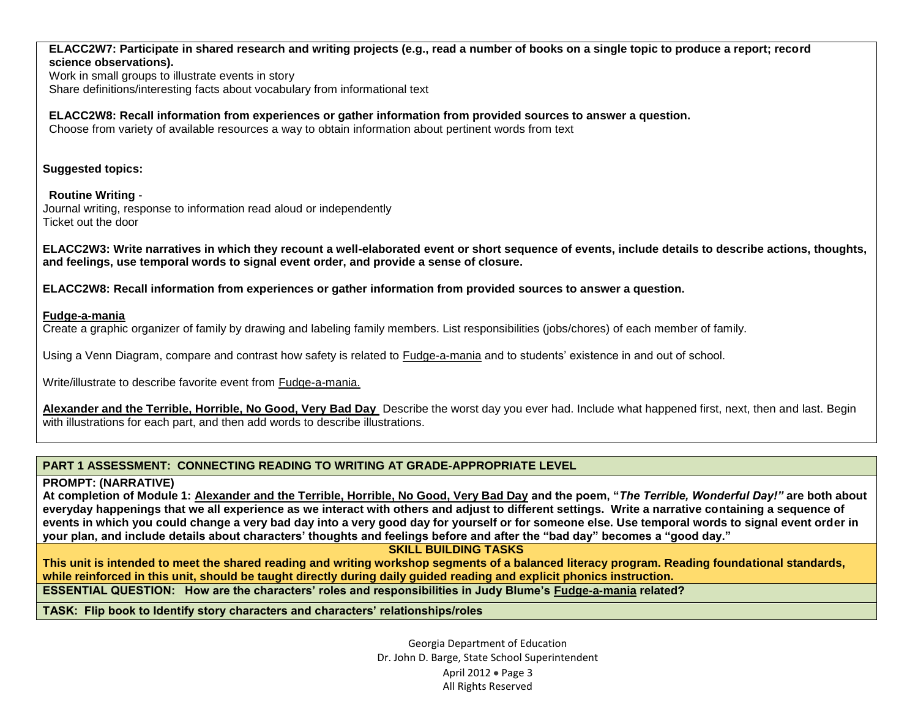**ELACC2W7: Participate in shared research and writing projects (e.g., read a number of books on a single topic to produce a report; record science observations).**
Work in small groups to illustrate events in story
Share definitions/interesting facts about vocabulary from informational text

**ELACC2W8: Recall information from experiences or gather information from provided sources to answer a question.**
Choose from variety of available resources a way to obtain information about pertinent words from text

**Suggested topics:**

**Routine Writing** -
Journal writing, response to information read aloud or independently
Ticket out the door

**ELACC2W3: Write narratives in which they recount a well-elaborated event or short sequence of events, include details to describe actions, thoughts, and feelings, use temporal words to signal event order, and provide a sense of closure.**

**ELACC2W8: Recall information from experiences or gather information from provided sources to answer a question.**

**Fudge-a-mania**
Create a graphic organizer of family by drawing and labeling family members. List responsibilities (jobs/chores) of each member of family.

Using a Venn Diagram, compare and contrast how safety is related to Fudge-a-mania and to students' existence in and out of school.

Write/illustrate to describe favorite event from Fudge-a-mania.

**Alexander and the Terrible, Horrible, No Good, Very Bad Day** Describe the worst day you ever had. Include what happened first, next, then and last. Begin with illustrations for each part, and then add words to describe illustrations.

**PART 1 ASSESSMENT: CONNECTING READING TO WRITING AT GRADE-APPROPRIATE LEVEL**

**PROMPT: (NARRATIVE)**
**At completion of Module 1: Alexander and the Terrible, Horrible, No Good, Very Bad Day and the poem, "*The Terrible, Wonderful Day!"* are both about everyday happenings that we all experience as we interact with others and adjust to different settings. Write a narrative containing a sequence of events in which you could change a very bad day into a very good day for yourself or for someone else. Use temporal words to signal event order in your plan, and include details about characters' thoughts and feelings before and after the "bad day" becomes a "good day."**

**SKILL BUILDING TASKS**

**This unit is intended to meet the shared reading and writing workshop segments of a balanced literacy program. Reading foundational standards, while reinforced in this unit, should be taught directly during daily guided reading and explicit phonics instruction.**

**ESSENTIAL QUESTION: How are the characters' roles and responsibilities in Judy Blume's Fudge-a-mania related?**

**TASK: Flip book to Identify story characters and characters' relationships/roles**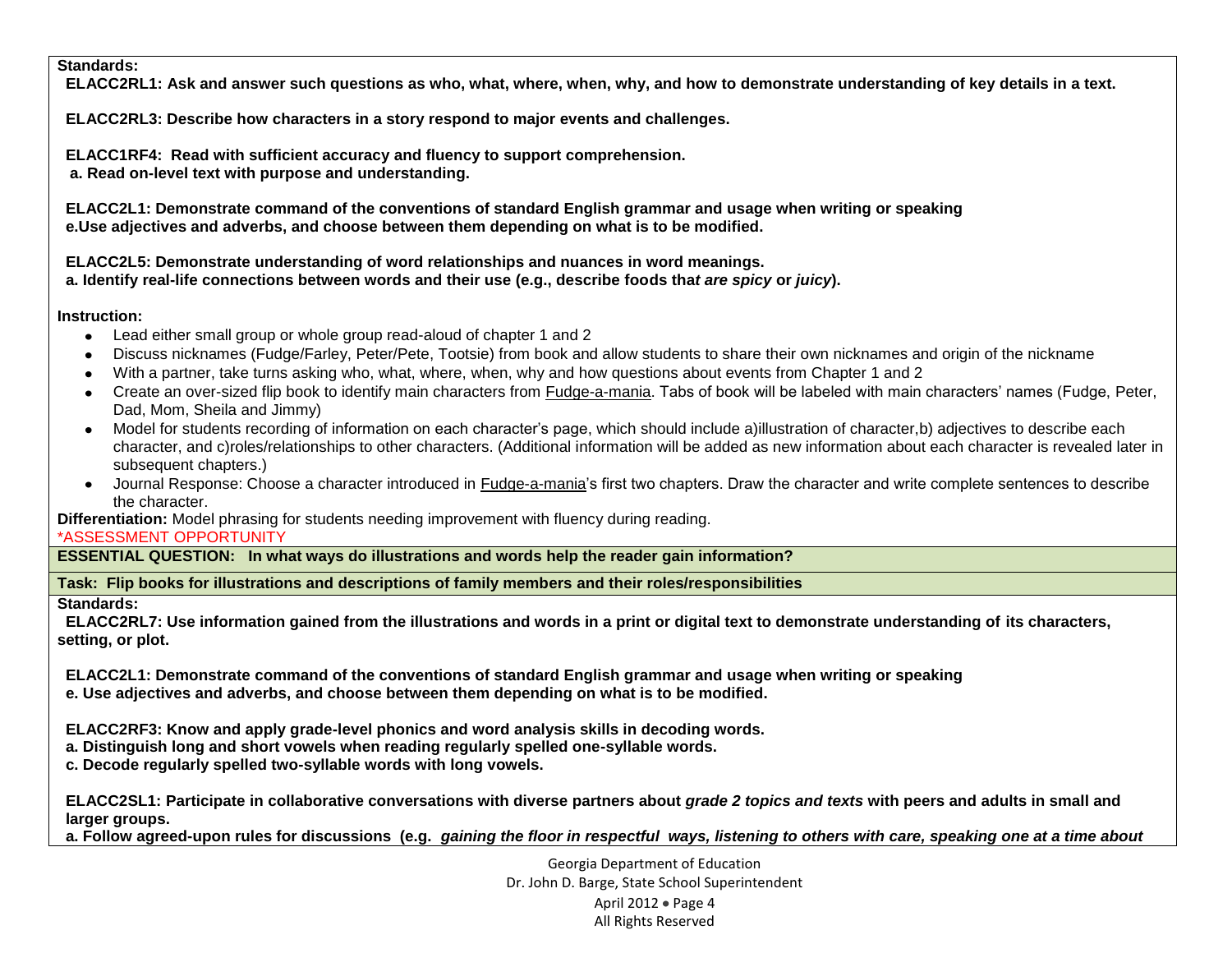**Standards:**

**ELACC2RL1: Ask and answer such questions as who, what, where, when, why, and how to demonstrate understanding of key details in a text.**

**ELACC2RL3: Describe how characters in a story respond to major events and challenges.**

**ELACC1RF4: Read with sufficient accuracy and fluency to support comprehension.**
**a. Read on-level text with purpose and understanding.**

**ELACC2L1: Demonstrate command of the conventions of standard English grammar and usage when writing or speaking**
**e.Use adjectives and adverbs, and choose between them depending on what is to be modified.**

**ELACC2L5: Demonstrate understanding of word relationships and nuances in word meanings.**
**a. Identify real-life connections between words and their use (e.g., describe foods tha*t are spicy* or *juicy*).**

**Instruction:**

- Lead either small group or whole group read-aloud of chapter 1 and 2
- Discuss nicknames (Fudge/Farley, Peter/Pete, Tootsie) from book and allow students to share their own nicknames and origin of the nickname
- With a partner, take turns asking who, what, where, when, why and how questions about events from Chapter 1 and 2
- Create an over-sized flip book to identify main characters from Fudge-a-mania. Tabs of book will be labeled with main characters' names (Fudge, Peter, Dad, Mom, Sheila and Jimmy)
- Model for students recording of information on each character's page, which should include a)illustration of character,b) adjectives to describe each character, and c)roles/relationships to other characters. (Additional information will be added as new information about each character is revealed later in subsequent chapters.)
- Journal Response: Choose a character introduced in Fudge-a-mania's first two chapters. Draw the character and write complete sentences to describe the character.

**Differentiation:** Model phrasing for students needing improvement with fluency during reading.
*ASSESSMENT OPPORTUNITY

**ESSENTIAL QUESTION: In what ways do illustrations and words help the reader gain information?**

**Task: Flip books for illustrations and descriptions of family members and their roles/responsibilities**

**Standards:**

**ELACC2RL7: Use information gained from the illustrations and words in a print or digital text to demonstrate understanding of its characters, setting, or plot.**

**ELACC2L1: Demonstrate command of the conventions of standard English grammar and usage when writing or speaking**
**e. Use adjectives and adverbs, and choose between them depending on what is to be modified.**

**ELACC2RF3: Know and apply grade-level phonics and word analysis skills in decoding words.**
**a. Distinguish long and short vowels when reading regularly spelled one-syllable words.**
**c. Decode regularly spelled two-syllable words with long vowels.**

**ELACC2SL1: Participate in collaborative conversations with diverse partners about *grade 2 topics and texts* with peers and adults in small and larger groups.**
**a. Follow agreed-upon rules for discussions (e.g. *gaining the floor in respectful ways, listening to others with care, speaking one at a time about***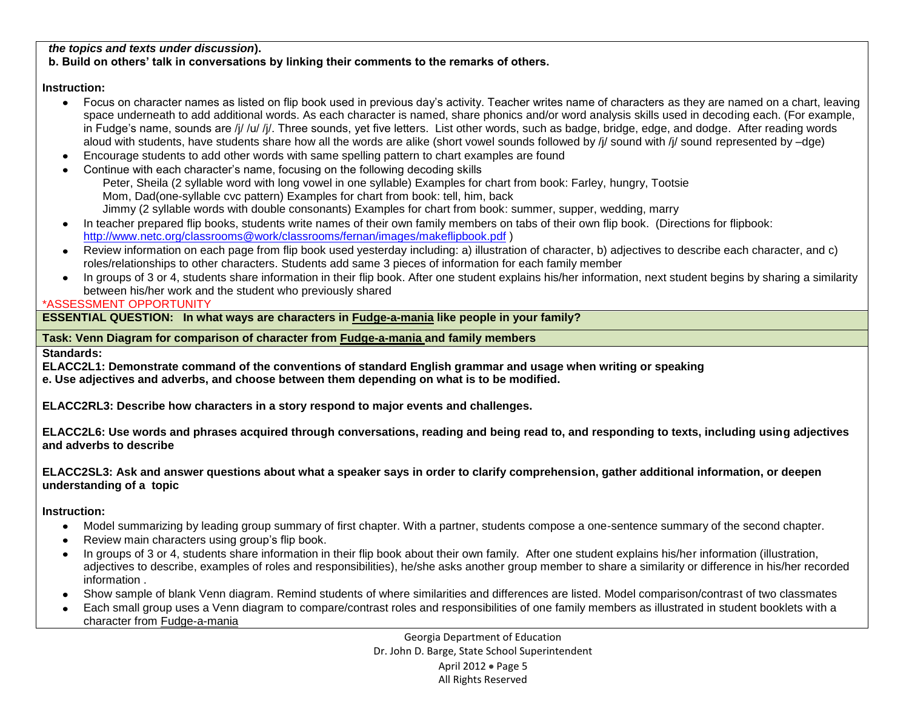*the topics and texts under discussion*).

**b. Build on others' talk in conversations by linking their comments to the remarks of others.**

**Instruction:**

- Focus on character names as listed on flip book used in previous day's activity. Teacher writes name of characters as they are named on a chart, leaving space underneath to add additional words. As each character is named, share phonics and/or word analysis skills used in decoding each. (For example, in Fudge's name, sounds are /j/ /u/ /j/. Three sounds, yet five letters. List other words, such as badge, bridge, edge, and dodge. After reading words aloud with students, have students share how all the words are alike (short vowel sounds followed by /j/ sound with /j/ sound represented by –dge)
- Encourage students to add other words with same spelling pattern to chart examples are found
- Continue with each character's name, focusing on the following decoding skills
  - Peter, Sheila (2 syllable word with long vowel in one syllable) Examples for chart from book: Farley, hungry, Tootsie
  - Mom, Dad(one-syllable cvc pattern) Examples for chart from book: tell, him, back
  - Jimmy (2 syllable words with double consonants) Examples for chart from book: summer, supper, wedding, marry
- In teacher prepared flip books, students write names of their own family members on tabs of their own flip book. (Directions for flipbook: http://www.netc.org/classrooms@work/classrooms/fernan/images/makeflipbook.pdf )
- Review information on each page from flip book used yesterday including: a) illustration of character, b) adjectives to describe each character, and c) roles/relationships to other characters. Students add same 3 pieces of information for each family member
- In groups of 3 or 4, students share information in their flip book. After one student explains his/her information, next student begins by sharing a similarity between his/her work and the student who previously shared

*ASSESSMENT OPPORTUNITY

**ESSENTIAL QUESTION: In what ways are characters in Fudge-a-mania like people in your family?**

**Task: Venn Diagram for comparison of character from Fudge-a-mania and family members**

**Standards:**

**ELACC2L1: Demonstrate command of the conventions of standard English grammar and usage when writing or speaking**
**e. Use adjectives and adverbs, and choose between them depending on what is to be modified.**

**ELACC2RL3: Describe how characters in a story respond to major events and challenges.**

**ELACC2L6: Use words and phrases acquired through conversations, reading and being read to, and responding to texts, including using adjectives and adverbs to describe**

**ELACC2SL3: Ask and answer questions about what a speaker says in order to clarify comprehension, gather additional information, or deepen understanding of a topic**

**Instruction:**

- Model summarizing by leading group summary of first chapter. With a partner, students compose a one-sentence summary of the second chapter.
- Review main characters using group's flip book.
- In groups of 3 or 4, students share information in their flip book about their own family. After one student explains his/her information (illustration, adjectives to describe, examples of roles and responsibilities), he/she asks another group member to share a similarity or difference in his/her recorded information .
- Show sample of blank Venn diagram. Remind students of where similarities and differences are listed. Model comparison/contrast of two classmates
- Each small group uses a Venn diagram to compare/contrast roles and responsibilities of one family members as illustrated in student booklets with a character from Fudge-a-mania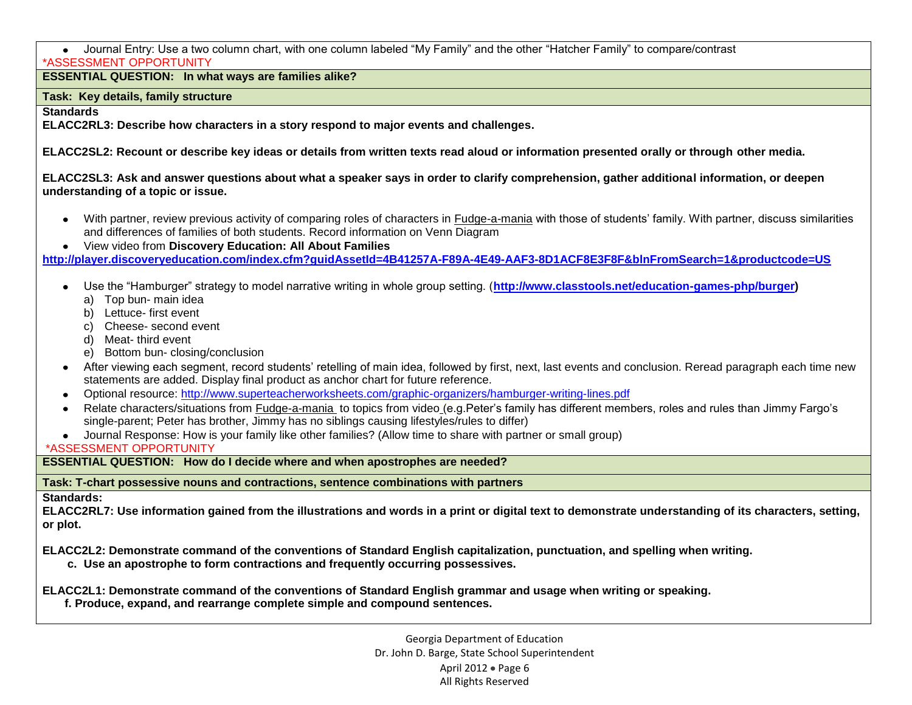- Journal Entry: Use a two column chart, with one column labeled "My Family" and the other "Hatcher Family" to compare/contrast

*ASSESSMENT OPPORTUNITY

**ESSENTIAL QUESTION: In what ways are families alike?**

**Task: Key details, family structure**

**Standards**

**ELACC2RL3: Describe how characters in a story respond to major events and challenges.**

**ELACC2SL2: Recount or describe key ideas or details from written texts read aloud or information presented orally or through other media.**

**ELACC2SL3: Ask and answer questions about what a speaker says in order to clarify comprehension, gather additional information, or deepen understanding of a topic or issue.**

- With partner, review previous activity of comparing roles of characters in Fudge-a-mania with those of students' family. With partner, discuss similarities and differences of families of both students. Record information on Venn Diagram
- View video from **Discovery Education: All About Families**

**http://player.discoveryeducation.com/index.cfm?guidAssetId=4B41257A-F89A-4E49-AAF3-8D1ACF8E3F8F&blnFromSearch=1&productcode=US**

- Use the "Hamburger" strategy to model narrative writing in whole group setting. (**http://www.classtools.net/education-games-php/burger**)
  a) Top bun- main idea
  b) Lettuce- first event
  c) Cheese- second event
  d) Meat- third event
  e) Bottom bun- closing/conclusion
- After viewing each segment, record students' retelling of main idea, followed by first, next, last events and conclusion. Reread paragraph each time new statements are added. Display final product as anchor chart for future reference.
- Optional resource: http://www.superteacherworksheets.com/graphic-organizers/hamburger-writing-lines.pdf
- Relate characters/situations from Fudge-a-mania to topics from video (e.g.Peter's family has different members, roles and rules than Jimmy Fargo's single-parent; Peter has brother, Jimmy has no siblings causing lifestyles/rules to differ)
- Journal Response: How is your family like other families? (Allow time to share with partner or small group)

*ASSESSMENT OPPORTUNITY

**ESSENTIAL QUESTION: How do I decide where and when apostrophes are needed?**

**Task: T-chart possessive nouns and contractions, sentence combinations with partners**

**Standards:**

**ELACC2RL7: Use information gained from the illustrations and words in a print or digital text to demonstrate understanding of its characters, setting, or plot.**

**ELACC2L2: Demonstrate command of the conventions of Standard English capitalization, punctuation, and spelling when writing.**
**c. Use an apostrophe to form contractions and frequently occurring possessives.**

**ELACC2L1: Demonstrate command of the conventions of Standard English grammar and usage when writing or speaking.**
**f. Produce, expand, and rearrange complete simple and compound sentences.**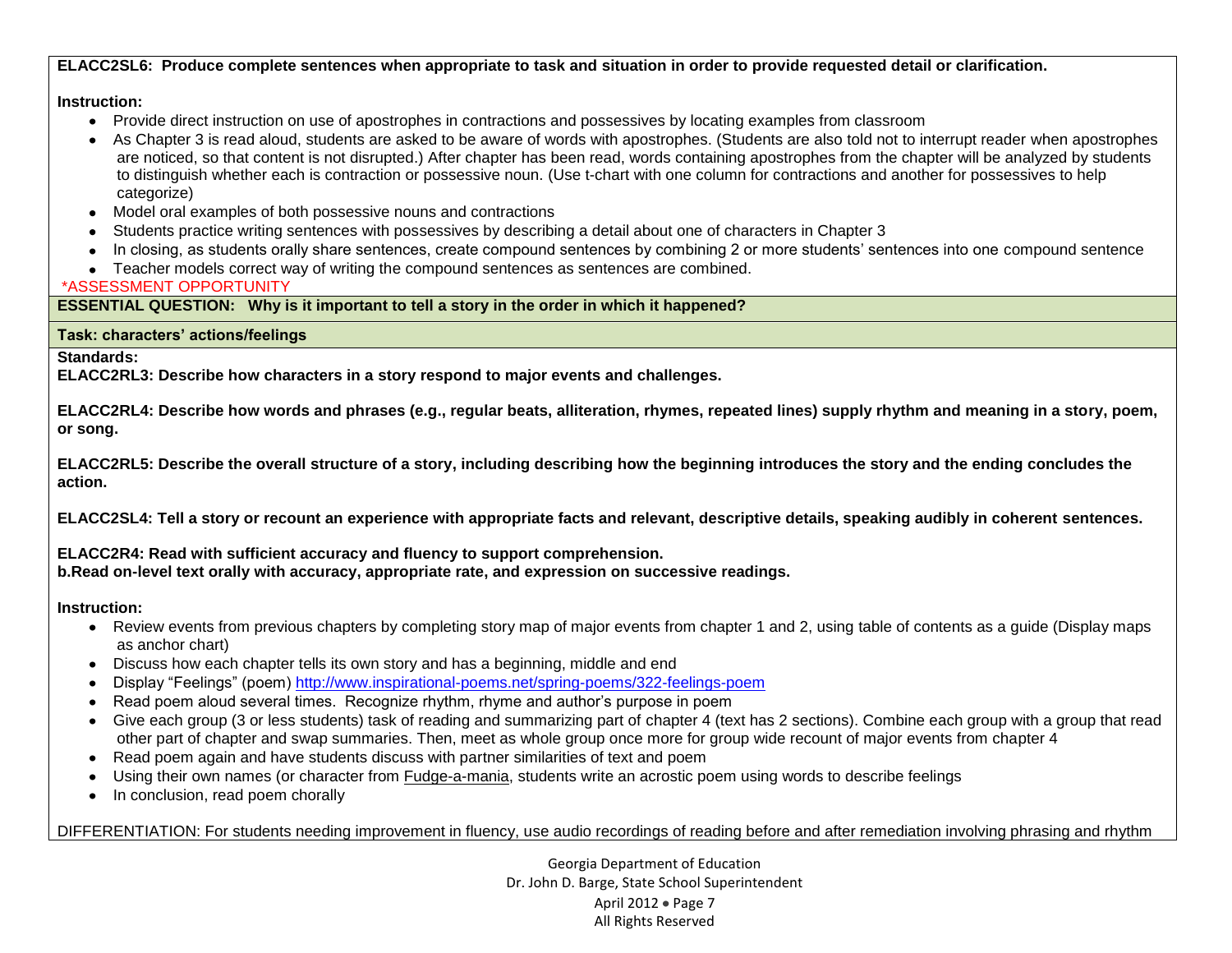**ELACC2SL6: Produce complete sentences when appropriate to task and situation in order to provide requested detail or clarification.**

**Instruction:**

- Provide direct instruction on use of apostrophes in contractions and possessives by locating examples from classroom
- As Chapter 3 is read aloud, students are asked to be aware of words with apostrophes. (Students are also told not to interrupt reader when apostrophes are noticed, so that content is not disrupted.) After chapter has been read, words containing apostrophes from the chapter will be analyzed by students to distinguish whether each is contraction or possessive noun. (Use t-chart with one column for contractions and another for possessives to help categorize)
- Model oral examples of both possessive nouns and contractions
- Students practice writing sentences with possessives by describing a detail about one of characters in Chapter 3
- In closing, as students orally share sentences, create compound sentences by combining 2 or more students' sentences into one compound sentence
- Teacher models correct way of writing the compound sentences as sentences are combined.

*ASSESSMENT OPPORTUNITY

**ESSENTIAL QUESTION: Why is it important to tell a story in the order in which it happened?**

**Task: characters' actions/feelings**

**Standards:**

**ELACC2RL3: Describe how characters in a story respond to major events and challenges.**

**ELACC2RL4: Describe how words and phrases (e.g., regular beats, alliteration, rhymes, repeated lines) supply rhythm and meaning in a story, poem, or song.**

**ELACC2RL5: Describe the overall structure of a story, including describing how the beginning introduces the story and the ending concludes the action.**

**ELACC2SL4: Tell a story or recount an experience with appropriate facts and relevant, descriptive details, speaking audibly in coherent sentences.**

**ELACC2R4: Read with sufficient accuracy and fluency to support comprehension.**
**b.Read on-level text orally with accuracy, appropriate rate, and expression on successive readings.**

**Instruction:**

- Review events from previous chapters by completing story map of major events from chapter 1 and 2, using table of contents as a guide (Display maps as anchor chart)
- Discuss how each chapter tells its own story and has a beginning, middle and end
- Display "Feelings" (poem) http://www.inspirational-poems.net/spring-poems/322-feelings-poem
- Read poem aloud several times. Recognize rhythm, rhyme and author's purpose in poem
- Give each group (3 or less students) task of reading and summarizing part of chapter 4 (text has 2 sections). Combine each group with a group that read other part of chapter and swap summaries. Then, meet as whole group once more for group wide recount of major events from chapter 4
- Read poem again and have students discuss with partner similarities of text and poem
- Using their own names (or character from Fudge-a-mania, students write an acrostic poem using words to describe feelings
- In conclusion, read poem chorally

DIFFERENTIATION: For students needing improvement in fluency, use audio recordings of reading before and after remediation involving phrasing and rhythm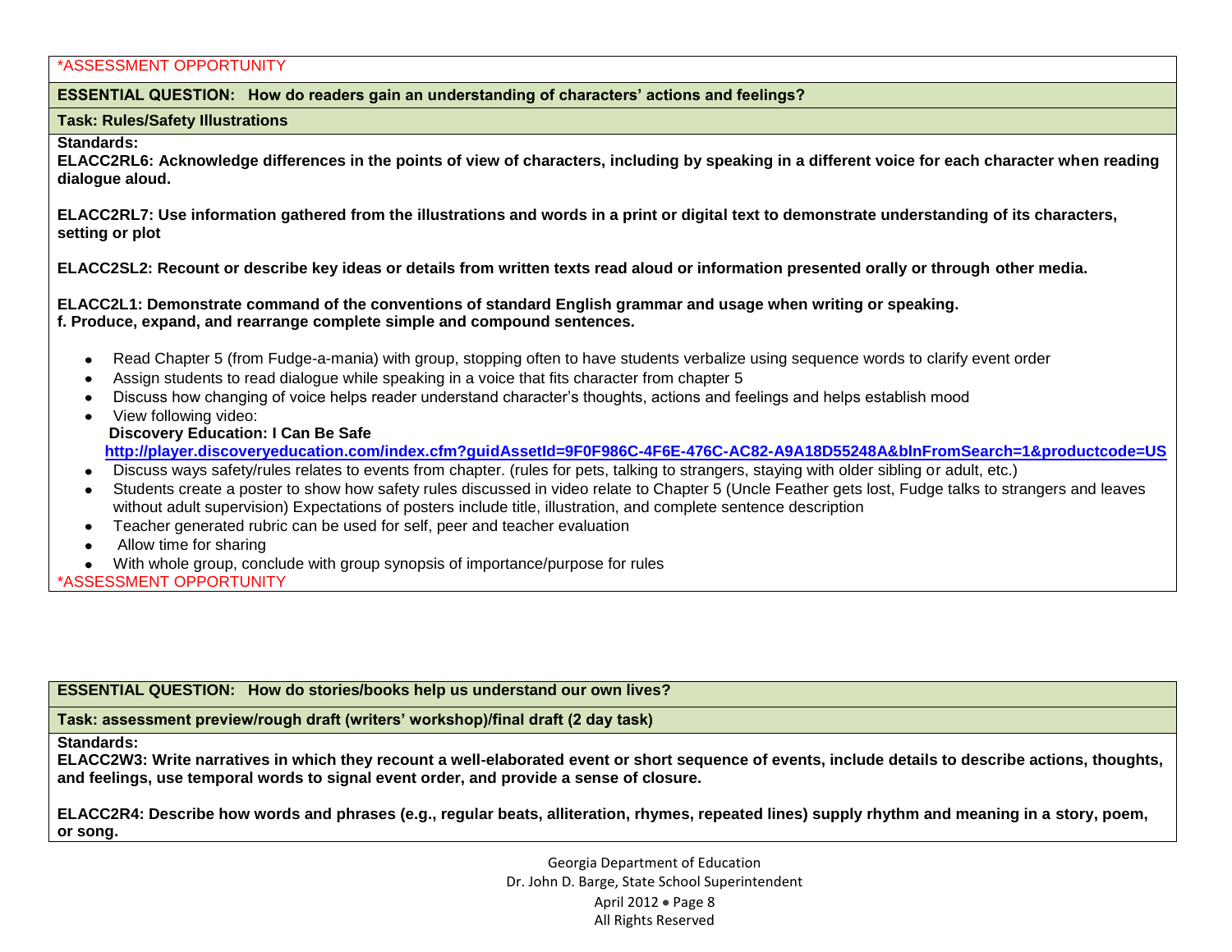*ASSESSMENT OPPORTUNITY

**ESSENTIAL QUESTION: How do readers gain an understanding of characters' actions and feelings?**

**Task: Rules/Safety Illustrations**

**Standards:**

**ELACC2RL6: Acknowledge differences in the points of view of characters, including by speaking in a different voice for each character when reading dialogue aloud.**

**ELACC2RL7: Use information gathered from the illustrations and words in a print or digital text to demonstrate understanding of its characters, setting or plot**

**ELACC2SL2: Recount or describe key ideas or details from written texts read aloud or information presented orally or through other media.**

**ELACC2L1: Demonstrate command of the conventions of standard English grammar and usage when writing or speaking.**
**f. Produce, expand, and rearrange complete simple and compound sentences.**

- Read Chapter 5 (from Fudge-a-mania) with group, stopping often to have students verbalize using sequence words to clarify event order
- Assign students to read dialogue while speaking in a voice that fits character from chapter 5
- Discuss how changing of voice helps reader understand character's thoughts, actions and feelings and helps establish mood
- View following video:
  **Discovery Education: I Can Be Safe**
  **http://player.discoveryeducation.com/index.cfm?guidAssetId=9F0F986C-4F6E-476C-AC82-A9A18D55248A&blnFromSearch=1&productcode=US**
- Discuss ways safety/rules relates to events from chapter. (rules for pets, talking to strangers, staying with older sibling or adult, etc.)
- Students create a poster to show how safety rules discussed in video relate to Chapter 5 (Uncle Feather gets lost, Fudge talks to strangers and leaves without adult supervision) Expectations of posters include title, illustration, and complete sentence description
- Teacher generated rubric can be used for self, peer and teacher evaluation
- Allow time for sharing
- With whole group, conclude with group synopsis of importance/purpose for rules

*ASSESSMENT OPPORTUNITY

**ESSENTIAL QUESTION: How do stories/books help us understand our own lives?**

**Task: assessment preview/rough draft (writers' workshop)/final draft (2 day task)**

**Standards:**

**ELACC2W3: Write narratives in which they recount a well-elaborated event or short sequence of events, include details to describe actions, thoughts, and feelings, use temporal words to signal event order, and provide a sense of closure.**

**ELACC2R4: Describe how words and phrases (e.g., regular beats, alliteration, rhymes, repeated lines) supply rhythm and meaning in a story, poem, or song.**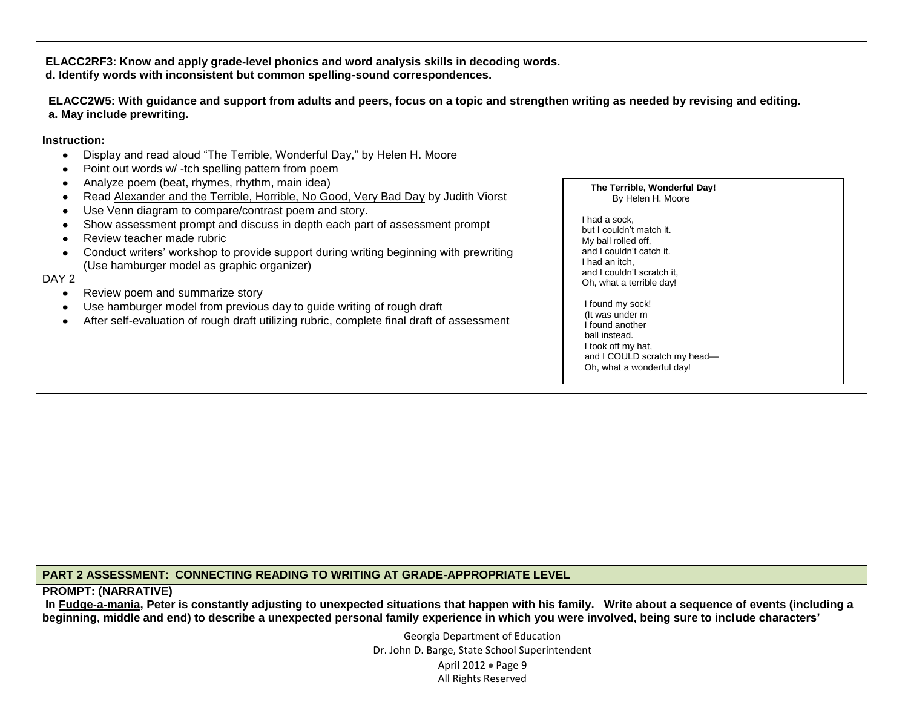**ELACC2RF3: Know and apply grade-level phonics and word analysis skills in decoding words.**
**d. Identify words with inconsistent but common spelling-sound correspondences.**

**ELACC2W5: With guidance and support from adults and peers, focus on a topic and strengthen writing as needed by revising and editing.**
**a. May include prewriting.**

**Instruction:**

- Display and read aloud "The Terrible, Wonderful Day," by Helen H. Moore
- Point out words w/ -tch spelling pattern from poem
- Analyze poem (beat, rhymes, rhythm, main idea)
- Read Alexander and the Terrible, Horrible, No Good, Very Bad Day by Judith Viorst
- Use Venn diagram to compare/contrast poem and story.
- Show assessment prompt and discuss in depth each part of assessment prompt
- Review teacher made rubric
- Conduct writers' workshop to provide support during writing beginning with prewriting (Use hamburger model as graphic organizer)

DAY 2

- Review poem and summarize story
- Use hamburger model from previous day to guide writing of rough draft
- After self-evaluation of rough draft utilizing rubric, complete final draft of assessment

**The Terrible, Wonderful Day!**
By Helen H. Moore

I had a sock,
but I couldn't match it.
My ball rolled off,
and I couldn't catch it.
I had an itch,
and I couldn't scratch it,
Oh, what a terrible day!

I found my sock!
(It was under m
I found another
ball instead.
I took off my hat,
and I COULD scratch my head—
Oh, what a wonderful day!

**PART 2 ASSESSMENT: CONNECTING READING TO WRITING AT GRADE-APPROPRIATE LEVEL**

**PROMPT: (NARRATIVE)**

**In Fudge-a-mania, Peter is constantly adjusting to unexpected situations that happen with his family. Write about a sequence of events (including a beginning, middle and end) to describe a unexpected personal family experience in which you were involved, being sure to include characters'**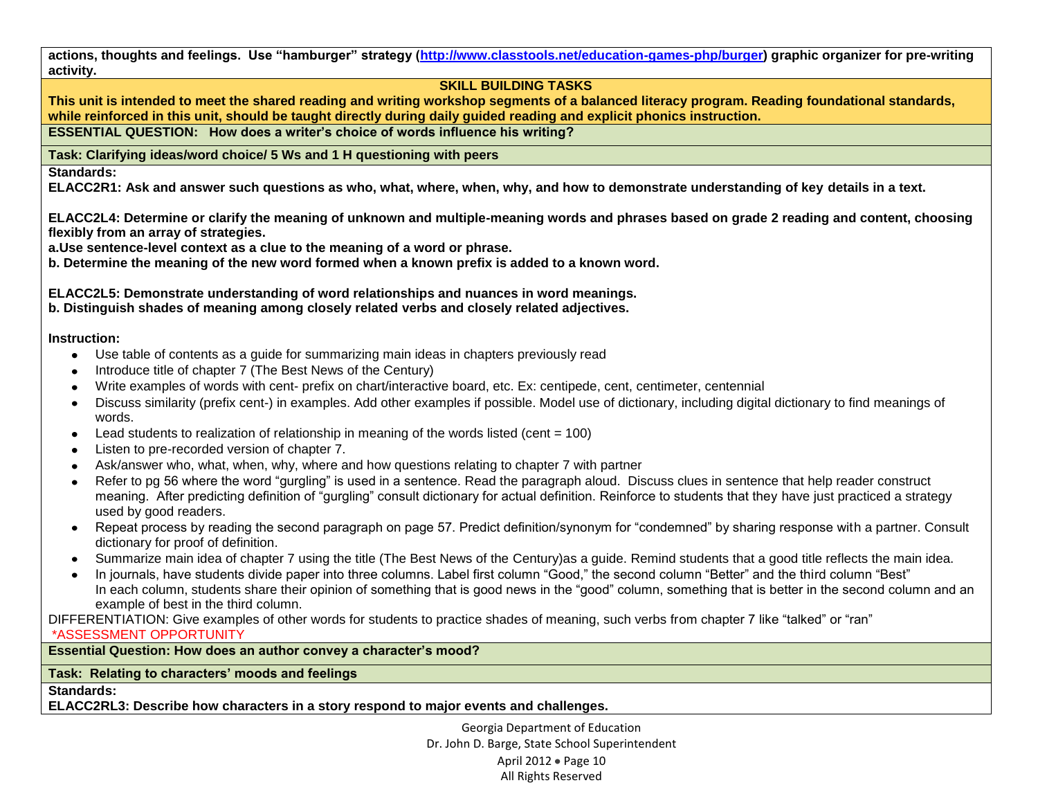**actions, thoughts and feelings. Use "hamburger" strategy ([http://www.classtools.net/education-games-php/burger](http://www.classtools.net/education-games-php/burger)) graphic organizer for pre-writing activity.**

**SKILL BUILDING TASKS**

**This unit is intended to meet the shared reading and writing workshop segments of a balanced literacy program. Reading foundational standards, while reinforced in this unit, should be taught directly during daily guided reading and explicit phonics instruction.**

**ESSENTIAL QUESTION: How does a writer's choice of words influence his writing?**

**Task: Clarifying ideas/word choice/ 5 Ws and 1 H questioning with peers**

**Standards:**

**ELACC2R1: Ask and answer such questions as who, what, where, when, why, and how to demonstrate understanding of key details in a text.**

**ELACC2L4: Determine or clarify the meaning of unknown and multiple-meaning words and phrases based on grade 2 reading and content, choosing flexibly from an array of strategies.**

**a.Use sentence-level context as a clue to the meaning of a word or phrase.**

**b. Determine the meaning of the new word formed when a known prefix is added to a known word.**

**ELACC2L5: Demonstrate understanding of word relationships and nuances in word meanings.**

**b. Distinguish shades of meaning among closely related verbs and closely related adjectives.**

**Instruction:**

- Use table of contents as a guide for summarizing main ideas in chapters previously read
- Introduce title of chapter 7 (The Best News of the Century)
- Write examples of words with cent- prefix on chart/interactive board, etc. Ex: centipede, cent, centimeter, centennial
- Discuss similarity (prefix cent-) in examples. Add other examples if possible. Model use of dictionary, including digital dictionary to find meanings of words.
- Lead students to realization of relationship in meaning of the words listed (cent = 100)
- Listen to pre-recorded version of chapter 7.
- Ask/answer who, what, when, why, where and how questions relating to chapter 7 with partner
- Refer to pg 56 where the word "gurgling" is used in a sentence. Read the paragraph aloud. Discuss clues in sentence that help reader construct meaning. After predicting definition of "gurgling" consult dictionary for actual definition. Reinforce to students that they have just practiced a strategy used by good readers.
- Repeat process by reading the second paragraph on page 57. Predict definition/synonym for "condemned" by sharing response with a partner. Consult dictionary for proof of definition.
- Summarize main idea of chapter 7 using the title (The Best News of the Century)as a guide. Remind students that a good title reflects the main idea.
- In journals, have students divide paper into three columns. Label first column "Good," the second column "Better" and the third column "Best" In each column, students share their opinion of something that is good news in the "good" column, something that is better in the second column and an example of best in the third column.

DIFFERENTIATION: Give examples of other words for students to practice shades of meaning, such verbs from chapter 7 like "talked" or "ran"

\*ASSESSMENT OPPORTUNITY

**Essential Question: How does an author convey a character's mood?**

**Task: Relating to characters' moods and feelings**

**Standards:**

**ELACC2RL3: Describe how characters in a story respond to major events and challenges.**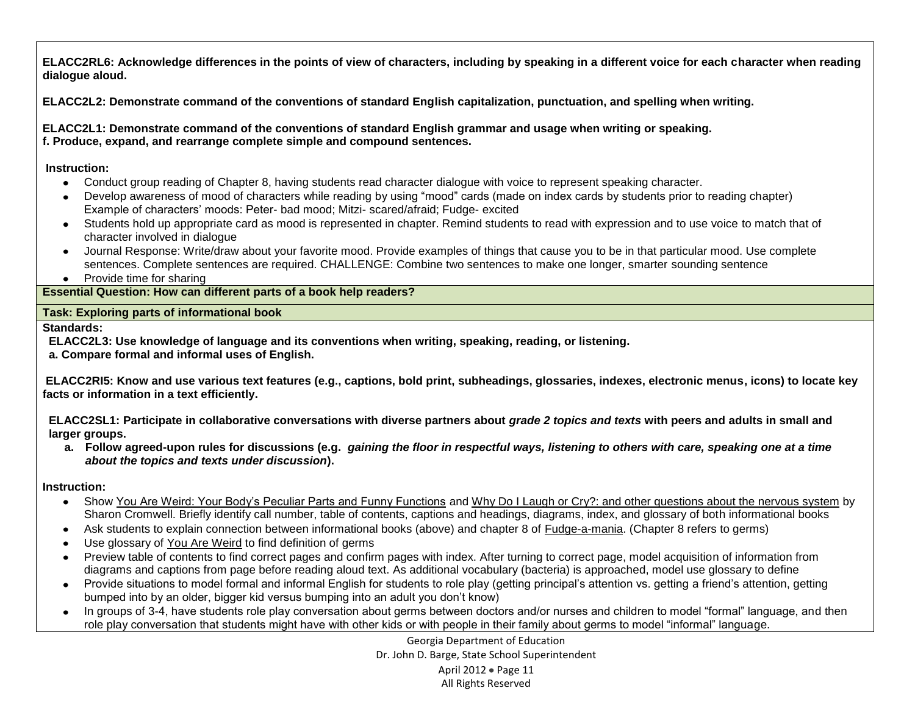**ELACC2RL6: Acknowledge differences in the points of view of characters, including by speaking in a different voice for each character when reading dialogue aloud.**

**ELACC2L2: Demonstrate command of the conventions of standard English capitalization, punctuation, and spelling when writing.**

**ELACC2L1: Demonstrate command of the conventions of standard English grammar and usage when writing or speaking.**
**f. Produce, expand, and rearrange complete simple and compound sentences.**

**Instruction:**

- Conduct group reading of Chapter 8, having students read character dialogue with voice to represent speaking character.
- Develop awareness of mood of characters while reading by using "mood" cards (made on index cards by students prior to reading chapter) Example of characters' moods: Peter- bad mood; Mitzi- scared/afraid; Fudge- excited
- Students hold up appropriate card as mood is represented in chapter. Remind students to read with expression and to use voice to match that of character involved in dialogue
- Journal Response: Write/draw about your favorite mood. Provide examples of things that cause you to be in that particular mood. Use complete sentences. Complete sentences are required. CHALLENGE: Combine two sentences to make one longer, smarter sounding sentence
- Provide time for sharing

**Essential Question: How can different parts of a book help readers?**

**Task: Exploring parts of informational book**

**Standards:**

**ELACC2L3: Use knowledge of language and its conventions when writing, speaking, reading, or listening.**
**a. Compare formal and informal uses of English.**

**ELACC2RI5: Know and use various text features (e.g., captions, bold print, subheadings, glossaries, indexes, electronic menus, icons) to locate key facts or information in a text efficiently.**

**ELACC2SL1: Participate in collaborative conversations with diverse partners about *grade 2 topics and texts* with peers and adults in small and larger groups.**

**a. Follow agreed-upon rules for discussions (e.g. *gaining the floor in respectful ways, listening to others with care, speaking one at a time about the topics and texts under discussion*).**

**Instruction:**

- Show You Are Weird: Your Body's Peculiar Parts and Funny Functions and Why Do I Laugh or Cry?: and other questions about the nervous system by Sharon Cromwell. Briefly identify call number, table of contents, captions and headings, diagrams, index, and glossary of both informational books
- Ask students to explain connection between informational books (above) and chapter 8 of Fudge-a-mania. (Chapter 8 refers to germs)
- Use glossary of You Are Weird to find definition of germs
- Preview table of contents to find correct pages and confirm pages with index. After turning to correct page, model acquisition of information from diagrams and captions from page before reading aloud text. As additional vocabulary (bacteria) is approached, model use glossary to define
- Provide situations to model formal and informal English for students to role play (getting principal's attention vs. getting a friend's attention, getting bumped into by an older, bigger kid versus bumping into an adult you don't know)
- In groups of 3-4, have students role play conversation about germs between doctors and/or nurses and children to model "formal" language, and then role play conversation that students might have with other kids or with people in their family about germs to model "informal" language.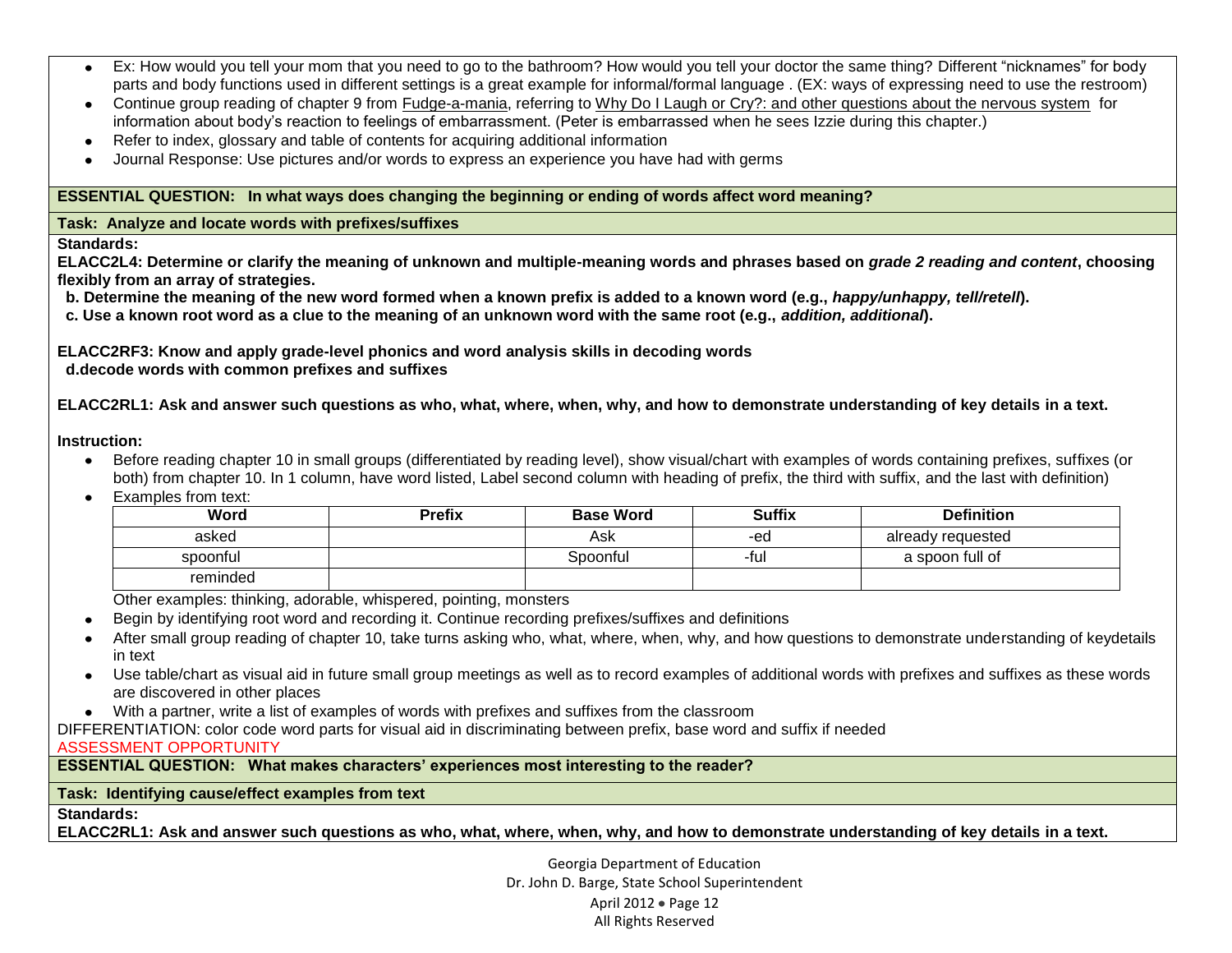- Ex: How would you tell your mom that you need to go to the bathroom? How would you tell your doctor the same thing? Different "nicknames" for body parts and body functions used in different settings is a great example for informal/formal language . (EX: ways of expressing need to use the restroom)
- Continue group reading of chapter 9 from Fudge-a-mania, referring to Why Do I Laugh or Cry?: and other questions about the nervous system for information about body's reaction to feelings of embarrassment. (Peter is embarrassed when he sees Izzie during this chapter.)
- Refer to index, glossary and table of contents for acquiring additional information
- Journal Response: Use pictures and/or words to express an experience you have had with germs

**ESSENTIAL QUESTION: In what ways does changing the beginning or ending of words affect word meaning?**

**Task: Analyze and locate words with prefixes/suffixes**

**Standards:**

**ELACC2L4: Determine or clarify the meaning of unknown and multiple-meaning words and phrases based on *grade 2 reading and content*, choosing flexibly from an array of strategies.**

**b. Determine the meaning of the new word formed when a known prefix is added to a known word (e.g., *happy/unhappy, tell/retell*).**

**c. Use a known root word as a clue to the meaning of an unknown word with the same root (e.g., *addition, additional*).**

**ELACC2RF3: Know and apply grade-level phonics and word analysis skills in decoding words**

**d.decode words with common prefixes and suffixes**

**ELACC2RL1: Ask and answer such questions as who, what, where, when, why, and how to demonstrate understanding of key details in a text.**

**Instruction:**

- Before reading chapter 10 in small groups (differentiated by reading level), show visual/chart with examples of words containing prefixes, suffixes (or both) from chapter 10. In 1 column, have word listed, Label second column with heading of prefix, the third with suffix, and the last with definition)
- Examples from text:

| Word | Prefix | Base Word | Suffix | Definition |
|---|---|---|---|---|
| asked | | Ask | -ed | already requested |
| spoonful | | Spoonful | -ful | a spoon full of |
| reminded | | | | |

Other examples: thinking, adorable, whispered, pointing, monsters

- Begin by identifying root word and recording it. Continue recording prefixes/suffixes and definitions
- After small group reading of chapter 10, take turns asking who, what, where, when, why, and how questions to demonstrate understanding of keydetails in text
- Use table/chart as visual aid in future small group meetings as well as to record examples of additional words with prefixes and suffixes as these words are discovered in other places
- With a partner, write a list of examples of words with prefixes and suffixes from the classroom

DIFFERENTIATION: color code word parts for visual aid in discriminating between prefix, base word and suffix if needed

ASSESSMENT OPPORTUNITY

**ESSENTIAL QUESTION: What makes characters' experiences most interesting to the reader?**

**Task: Identifying cause/effect examples from text**

**Standards:**

**ELACC2RL1: Ask and answer such questions as who, what, where, when, why, and how to demonstrate understanding of key details in a text.**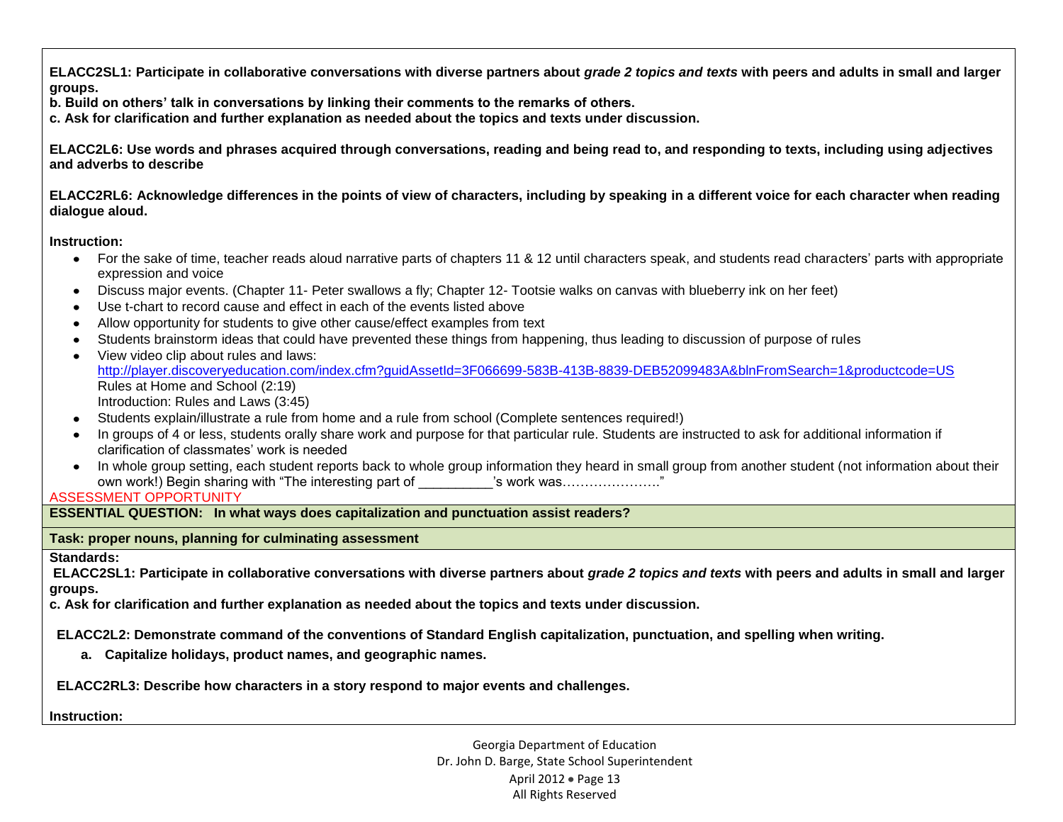**ELACC2SL1: Participate in collaborative conversations with diverse partners about *grade 2 topics and texts* with peers and adults in small and larger groups.**
**b. Build on others' talk in conversations by linking their comments to the remarks of others.**
**c. Ask for clarification and further explanation as needed about the topics and texts under discussion.**

**ELACC2L6: Use words and phrases acquired through conversations, reading and being read to, and responding to texts, including using adjectives and adverbs to describe**

**ELACC2RL6: Acknowledge differences in the points of view of characters, including by speaking in a different voice for each character when reading dialogue aloud.**

**Instruction:**

- For the sake of time, teacher reads aloud narrative parts of chapters 11 & 12 until characters speak, and students read characters' parts with appropriate expression and voice
- Discuss major events. (Chapter 11- Peter swallows a fly; Chapter 12- Tootsie walks on canvas with blueberry ink on her feet)
- Use t-chart to record cause and effect in each of the events listed above
- Allow opportunity for students to give other cause/effect examples from text
- Students brainstorm ideas that could have prevented these things from happening, thus leading to discussion of purpose of rules
- View video clip about rules and laws: http://player.discoveryeducation.com/index.cfm?guidAssetId=3F066699-583B-413B-8839-DEB52099483A&blnFromSearch=1&productcode=US
  Rules at Home and School (2:19)
  Introduction: Rules and Laws (3:45)
- Students explain/illustrate a rule from home and a rule from school (Complete sentences required!)
- In groups of 4 or less, students orally share work and purpose for that particular rule. Students are instructed to ask for additional information if clarification of classmates' work is needed
- In whole group setting, each student reports back to whole group information they heard in small group from another student (not information about their own work!) Begin sharing with "The interesting part of __________'s work was…………………"

ASSESSMENT OPPORTUNITY

**ESSENTIAL QUESTION: In what ways does capitalization and punctuation assist readers?**

**Task: proper nouns, planning for culminating assessment**

**Standards:**

**ELACC2SL1: Participate in collaborative conversations with diverse partners about *grade 2 topics and texts* with peers and adults in small and larger groups.**
**c. Ask for clarification and further explanation as needed about the topics and texts under discussion.**

**ELACC2L2: Demonstrate command of the conventions of Standard English capitalization, punctuation, and spelling when writing.**

**a. Capitalize holidays, product names, and geographic names.**

**ELACC2RL3: Describe how characters in a story respond to major events and challenges.**

**Instruction:**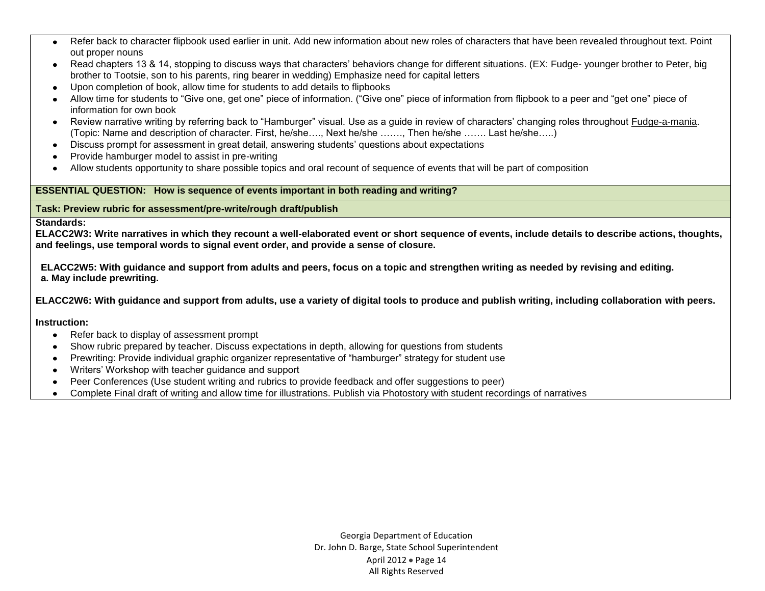- Refer back to character flipbook used earlier in unit. Add new information about new roles of characters that have been revealed throughout text. Point out proper nouns
- Read chapters 13 & 14, stopping to discuss ways that characters' behaviors change for different situations. (EX: Fudge- younger brother to Peter, big brother to Tootsie, son to his parents, ring bearer in wedding) Emphasize need for capital letters
- Upon completion of book, allow time for students to add details to flipbooks
- Allow time for students to "Give one, get one" piece of information. ("Give one" piece of information from flipbook to a peer and "get one" piece of information for own book
- Review narrative writing by referring back to "Hamburger" visual. Use as a guide in review of characters' changing roles throughout Fudge-a-mania. (Topic: Name and description of character. First, he/she…., Next he/she ……., Then he/she ……. Last he/she…..)
- Discuss prompt for assessment in great detail, answering students' questions about expectations
- Provide hamburger model to assist in pre-writing
- Allow students opportunity to share possible topics and oral recount of sequence of events that will be part of composition

**ESSENTIAL QUESTION: How is sequence of events important in both reading and writing?**

**Task: Preview rubric for assessment/pre-write/rough draft/publish**

**Standards:**

**ELACC2W3: Write narratives in which they recount a well-elaborated event or short sequence of events, include details to describe actions, thoughts, and feelings, use temporal words to signal event order, and provide a sense of closure.**

**ELACC2W5: With guidance and support from adults and peers, focus on a topic and strengthen writing as needed by revising and editing.**
**a. May include prewriting.**

**ELACC2W6: With guidance and support from adults, use a variety of digital tools to produce and publish writing, including collaboration with peers.**

**Instruction:**

- Refer back to display of assessment prompt
- Show rubric prepared by teacher. Discuss expectations in depth, allowing for questions from students
- Prewriting: Provide individual graphic organizer representative of "hamburger" strategy for student use
- Writers' Workshop with teacher guidance and support
- Peer Conferences (Use student writing and rubrics to provide feedback and offer suggestions to peer)
- Complete Final draft of writing and allow time for illustrations. Publish via Photostory with student recordings of narratives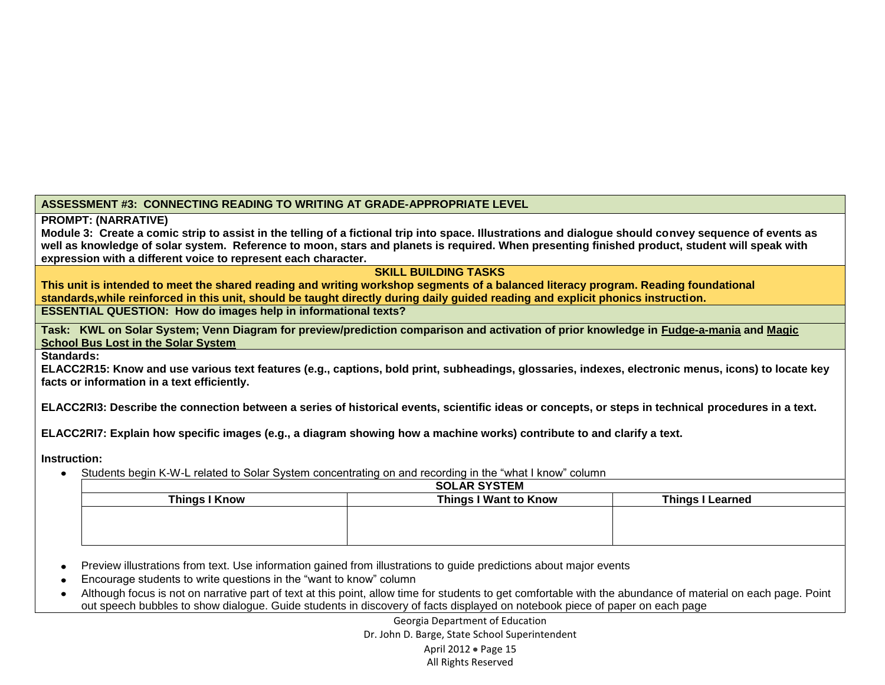**ASSESSMENT #3: CONNECTING READING TO WRITING AT GRADE-APPROPRIATE LEVEL**

**PROMPT: (NARRATIVE)**

**Module 3: Create a comic strip to assist in the telling of a fictional trip into space. Illustrations and dialogue should convey sequence of events as well as knowledge of solar system. Reference to moon, stars and planets is required. When presenting finished product, student will speak with expression with a different voice to represent each character.**

**SKILL BUILDING TASKS**

**This unit is intended to meet the shared reading and writing workshop segments of a balanced literacy program. Reading foundational standards,while reinforced in this unit, should be taught directly during daily guided reading and explicit phonics instruction.**

**ESSENTIAL QUESTION: How do images help in informational texts?**

**Task: KWL on Solar System; Venn Diagram for preview/prediction comparison and activation of prior knowledge in <u>Fudge-a-mania</u> and <u>Magic School Bus Lost in the Solar System</u>**

**Standards:**

**ELACC2R15: Know and use various text features (e.g., captions, bold print, subheadings, glossaries, indexes, electronic menus, icons) to locate key facts or information in a text efficiently.**

**ELACC2RI3: Describe the connection between a series of historical events, scientific ideas or concepts, or steps in technical procedures in a text.**

**ELACC2RI7: Explain how specific images (e.g., a diagram showing how a machine works) contribute to and clarify a text.**

**Instruction:**

- Students begin K-W-L related to Solar System concentrating on and recording in the “what I know” column

| SOLAR SYSTEM | | |
|---|---|---|
| **Things I Know** | **Things I Want to Know** | **Things I Learned** |
| | | |

- Preview illustrations from text. Use information gained from illustrations to guide predictions about major events
- Encourage students to write questions in the “want to know” column
- Although focus is not on narrative part of text at this point, allow time for students to get comfortable with the abundance of material on each page. Point out speech bubbles to show dialogue. Guide students in discovery of facts displayed on notebook piece of paper on each page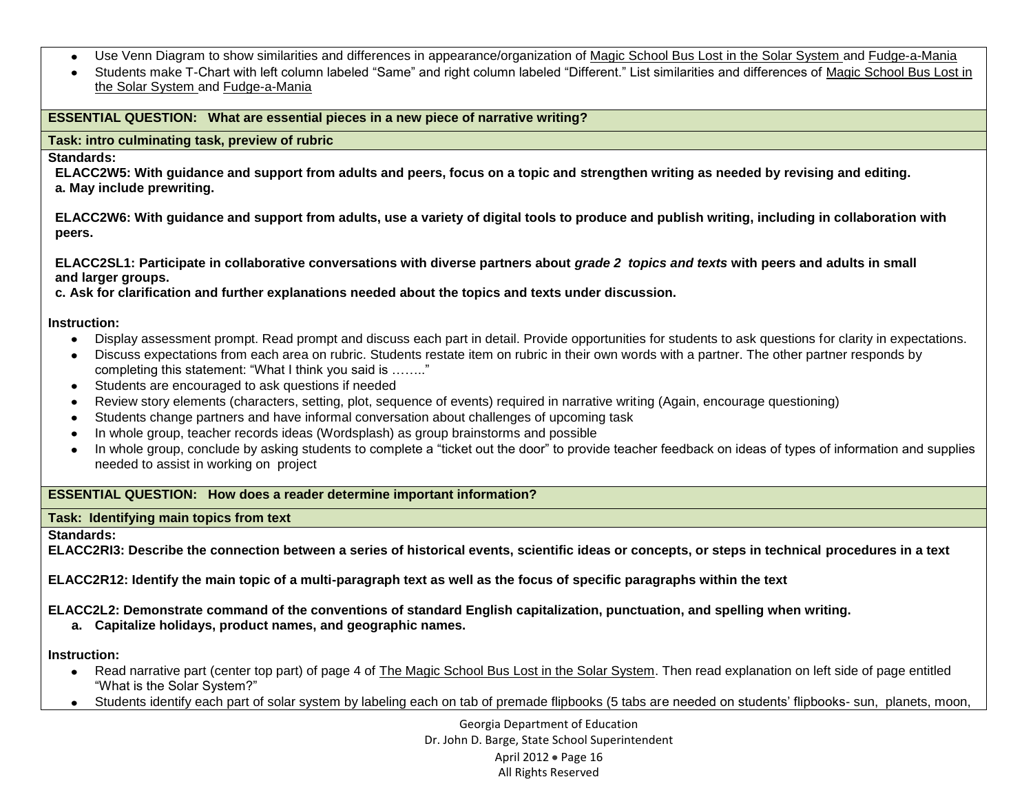- Use Venn Diagram to show similarities and differences in appearance/organization of Magic School Bus Lost in the Solar System and Fudge-a-Mania
- Students make T-Chart with left column labeled "Same" and right column labeled "Different." List similarities and differences of Magic School Bus Lost in the Solar System and Fudge-a-Mania

**ESSENTIAL QUESTION: What are essential pieces in a new piece of narrative writing?**

**Task: intro culminating task, preview of rubric**

**Standards:**

**ELACC2W5: With guidance and support from adults and peers, focus on a topic and strengthen writing as needed by revising and editing.**
**a. May include prewriting.**

**ELACC2W6: With guidance and support from adults, use a variety of digital tools to produce and publish writing, including in collaboration with peers.**

**ELACC2SL1: Participate in collaborative conversations with diverse partners about *grade 2 topics and texts* with peers and adults in small and larger groups.**
**c. Ask for clarification and further explanations needed about the topics and texts under discussion.**

**Instruction:**

- Display assessment prompt. Read prompt and discuss each part in detail. Provide opportunities for students to ask questions for clarity in expectations.
- Discuss expectations from each area on rubric. Students restate item on rubric in their own words with a partner. The other partner responds by completing this statement: "What I think you said is …….."
- Students are encouraged to ask questions if needed
- Review story elements (characters, setting, plot, sequence of events) required in narrative writing (Again, encourage questioning)
- Students change partners and have informal conversation about challenges of upcoming task
- In whole group, teacher records ideas (Wordsplash) as group brainstorms and possible
- In whole group, conclude by asking students to complete a "ticket out the door" to provide teacher feedback on ideas of types of information and supplies needed to assist in working on project

**ESSENTIAL QUESTION: How does a reader determine important information?**

**Task: Identifying main topics from text**

**Standards:**

**ELACC2RI3: Describe the connection between a series of historical events, scientific ideas or concepts, or steps in technical procedures in a text**

**ELACC2R12: Identify the main topic of a multi-paragraph text as well as the focus of specific paragraphs within the text**

**ELACC2L2: Demonstrate command of the conventions of standard English capitalization, punctuation, and spelling when writing.**

**a. Capitalize holidays, product names, and geographic names.**

**Instruction:**

- Read narrative part (center top part) of page 4 of The Magic School Bus Lost in the Solar System. Then read explanation on left side of page entitled "What is the Solar System?"
- Students identify each part of solar system by labeling each on tab of premade flipbooks (5 tabs are needed on students' flipbooks- sun, planets, moon,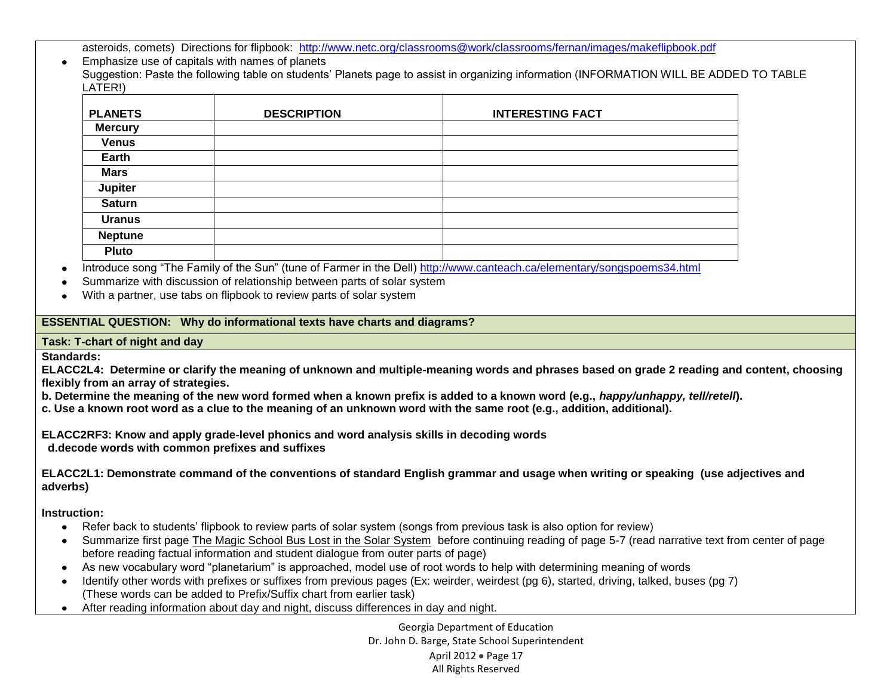asteroids, comets) Directions for flipbook: http://www.netc.org/classrooms@work/classrooms/fernan/images/makeflipbook.pdf

- Emphasize use of capitals with names of planets

  Suggestion: Paste the following table on students' Planets page to assist in organizing information (INFORMATION WILL BE ADDED TO TABLE LATER!)

| PLANETS | DESCRIPTION | INTERESTING FACT |
|---|---|---|
| Mercury | | |
| Venus | | |
| Earth | | |
| Mars | | |
| Jupiter | | |
| Saturn | | |
| Uranus | | |
| Neptune | | |
| Pluto | | |

- Introduce song "The Family of the Sun" (tune of Farmer in the Dell) http://www.canteach.ca/elementary/songspoems34.html
- Summarize with discussion of relationship between parts of solar system
- With a partner, use tabs on flipbook to review parts of solar system

**ESSENTIAL QUESTION: Why do informational texts have charts and diagrams?**

**Task: T-chart of night and day**

**Standards:**

**ELACC2L4: Determine or clarify the meaning of unknown and multiple-meaning words and phrases based on grade 2 reading and content, choosing flexibly from an array of strategies.**

**b. Determine the meaning of the new word formed when a known prefix is added to a known word (e.g., *happy/unhappy, tell/retell*).**

**c. Use a known root word as a clue to the meaning of an unknown word with the same root (e.g., addition, additional).**

**ELACC2RF3: Know and apply grade-level phonics and word analysis skills in decoding words**
**d.decode words with common prefixes and suffixes**

**ELACC2L1: Demonstrate command of the conventions of standard English grammar and usage when writing or speaking (use adjectives and adverbs)**

**Instruction:**

- Refer back to students' flipbook to review parts of solar system (songs from previous task is also option for review)
- Summarize first page The Magic School Bus Lost in the Solar System before continuing reading of page 5-7 (read narrative text from center of page before reading factual information and student dialogue from outer parts of page)
- As new vocabulary word "planetarium" is approached, model use of root words to help with determining meaning of words
- Identify other words with prefixes or suffixes from previous pages (Ex: weirder, weirdest (pg 6), started, driving, talked, buses (pg 7) (These words can be added to Prefix/Suffix chart from earlier task)
- After reading information about day and night, discuss differences in day and night.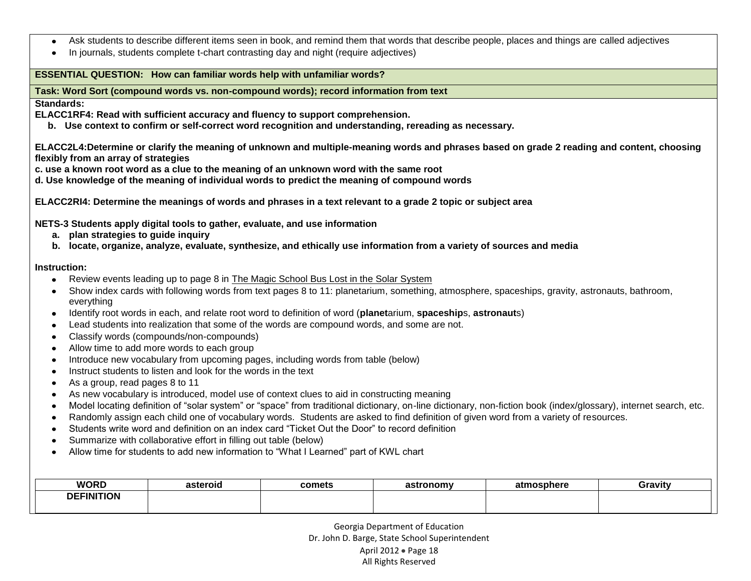- Ask students to describe different items seen in book, and remind them that words that describe people, places and things are called adjectives
- In journals, students complete t-chart contrasting day and night (require adjectives)

**ESSENTIAL QUESTION: How can familiar words help with unfamiliar words?**

**Task: Word Sort (compound words vs. non-compound words); record information from text**

**Standards:**

**ELACC1RF4: Read with sufficient accuracy and fluency to support comprehension.**

**b. Use context to confirm or self-correct word recognition and understanding, rereading as necessary.**

**ELACC2L4:Determine or clarify the meaning of unknown and multiple-meaning words and phrases based on grade 2 reading and content, choosing flexibly from an array of strategies**

**c. use a known root word as a clue to the meaning of an unknown word with the same root**

**d. Use knowledge of the meaning of individual words to predict the meaning of compound words**

**ELACC2RI4: Determine the meanings of words and phrases in a text relevant to a grade 2 topic or subject area**

**NETS-3 Students apply digital tools to gather, evaluate, and use information**

**a. plan strategies to guide inquiry**

**b. locate, organize, analyze, evaluate, synthesize, and ethically use information from a variety of sources and media**

**Instruction:**

- Review events leading up to page 8 in The Magic School Bus Lost in the Solar System
- Show index cards with following words from text pages 8 to 11: planetarium, something, atmosphere, spaceships, gravity, astronauts, bathroom, everything
- Identify root words in each, and relate root word to definition of word (**planet**arium, **spaceship**s, **astronaut**s)
- Lead students into realization that some of the words are compound words, and some are not.
- Classify words (compounds/non-compounds)
- Allow time to add more words to each group
- Introduce new vocabulary from upcoming pages, including words from table (below)
- Instruct students to listen and look for the words in the text
- As a group, read pages 8 to 11
- As new vocabulary is introduced, model use of context clues to aid in constructing meaning
- Model locating definition of "solar system" or "space" from traditional dictionary, on-line dictionary, non-fiction book (index/glossary), internet search, etc.
- Randomly assign each child one of vocabulary words. Students are asked to find definition of given word from a variety of resources.
- Students write word and definition on an index card "Ticket Out the Door" to record definition
- Summarize with collaborative effort in filling out table (below)
- Allow time for students to add new information to "What I Learned" part of KWL chart

| WORD | asteroid | comets | astronomy | atmosphere | Gravity |
|---|---|---|---|---|---|
| DEFINITION | | | | | |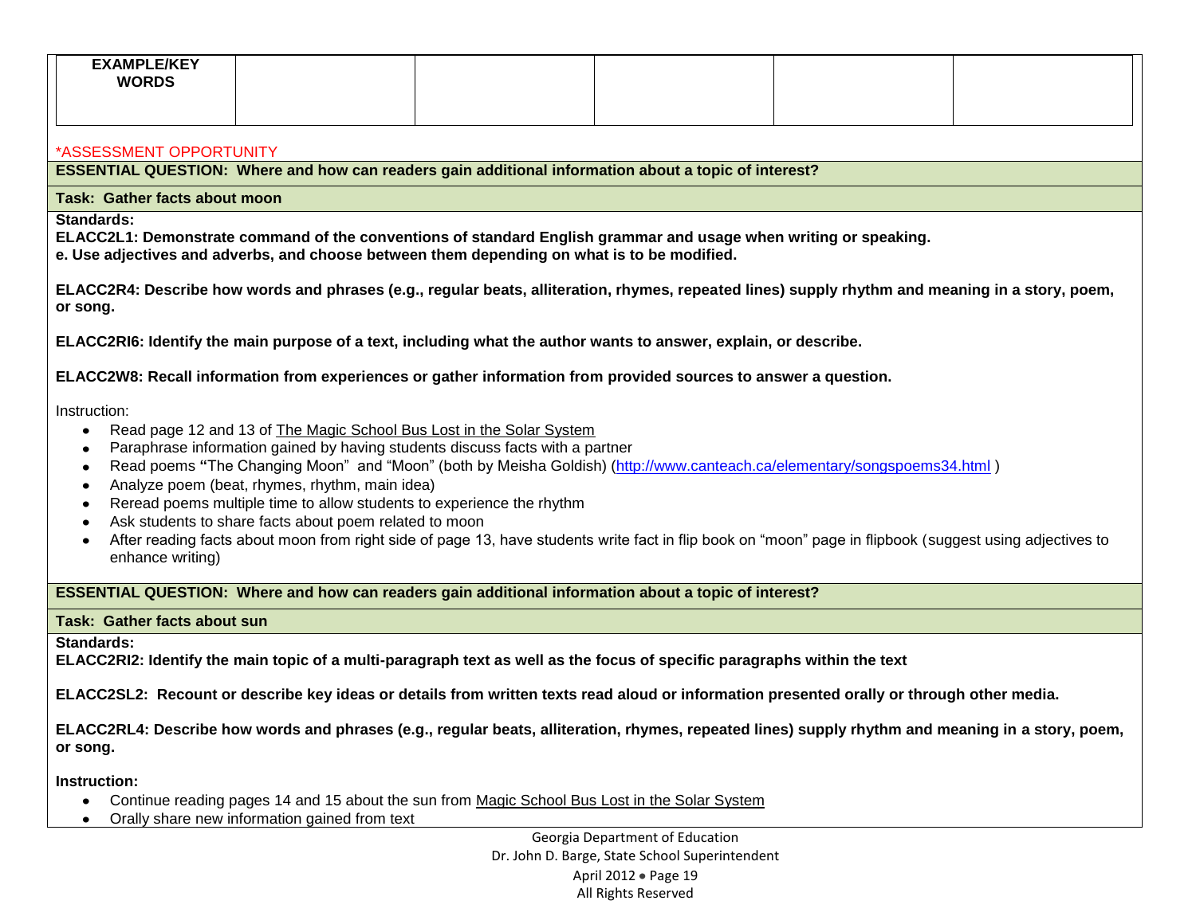| EXAMPLE/KEY WORDS | | | | | |
|---|---|---|---|---|---|
| | | | | | |

*ASSESSMENT OPPORTUNITY

**ESSENTIAL QUESTION: Where and how can readers gain additional information about a topic of interest?**

**Task: Gather facts about moon**

**Standards:**

**ELACC2L1: Demonstrate command of the conventions of standard English grammar and usage when writing or speaking.**
**e. Use adjectives and adverbs, and choose between them depending on what is to be modified.**

**ELACC2R4: Describe how words and phrases (e.g., regular beats, alliteration, rhymes, repeated lines) supply rhythm and meaning in a story, poem, or song.**

**ELACC2RI6: Identify the main purpose of a text, including what the author wants to answer, explain, or describe.**

**ELACC2W8: Recall information from experiences or gather information from provided sources to answer a question.**

Instruction:

- Read page 12 and 13 of The Magic School Bus Lost in the Solar System
- Paraphrase information gained by having students discuss facts with a partner
- Read poems **"**The Changing Moon" and "Moon" (both by Meisha Goldish) (http://www.canteach.ca/elementary/songspoems34.html )
- Analyze poem (beat, rhymes, rhythm, main idea)
- Reread poems multiple time to allow students to experience the rhythm
- Ask students to share facts about poem related to moon
- After reading facts about moon from right side of page 13, have students write fact in flip book on "moon" page in flipbook (suggest using adjectives to enhance writing)

**ESSENTIAL QUESTION: Where and how can readers gain additional information about a topic of interest?**

**Task: Gather facts about sun**

**Standards:**

**ELACC2RI2: Identify the main topic of a multi-paragraph text as well as the focus of specific paragraphs within the text**

**ELACC2SL2: Recount or describe key ideas or details from written texts read aloud or information presented orally or through other media.**

**ELACC2RL4: Describe how words and phrases (e.g., regular beats, alliteration, rhymes, repeated lines) supply rhythm and meaning in a story, poem, or song.**

**Instruction:**

- Continue reading pages 14 and 15 about the sun from Magic School Bus Lost in the Solar System
- Orally share new information gained from text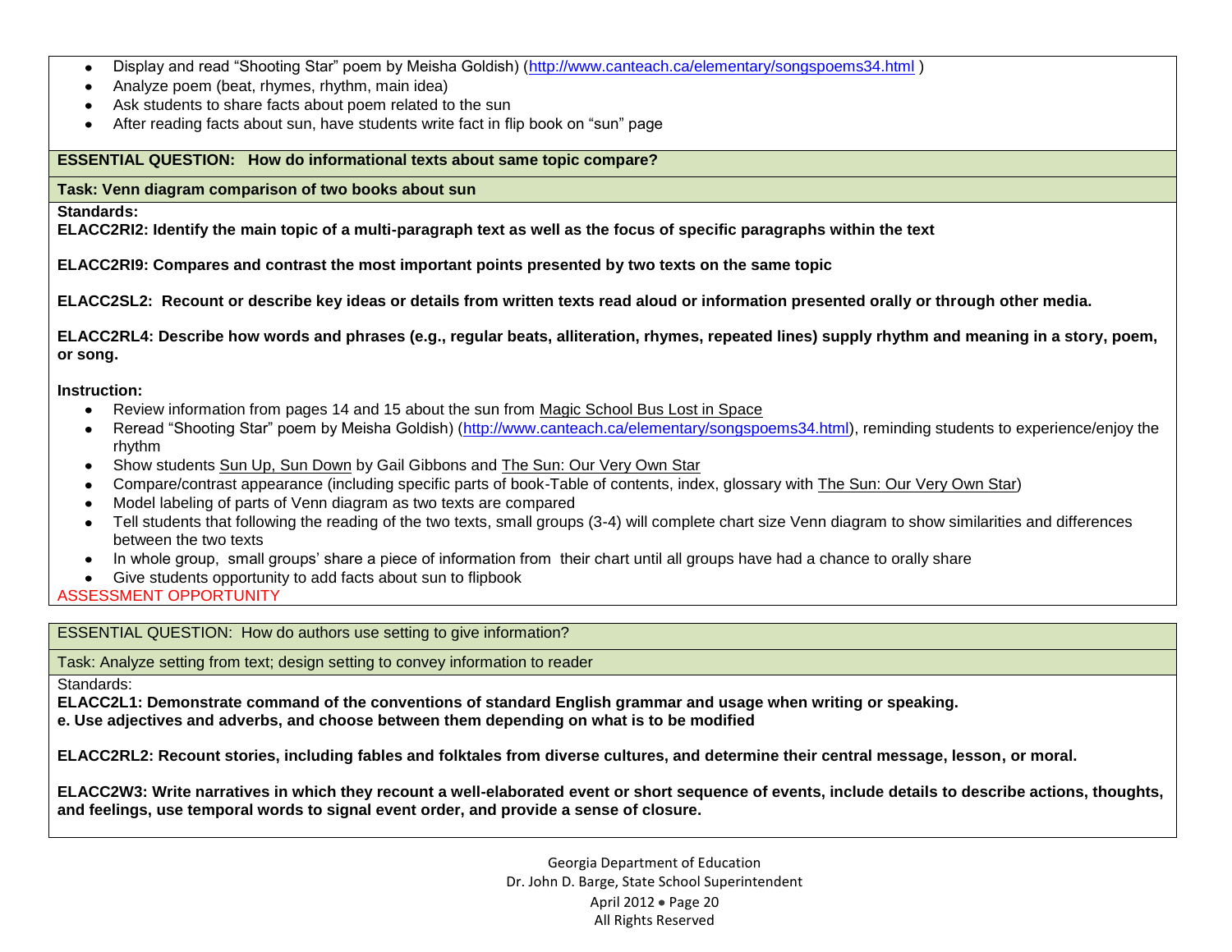- Display and read "Shooting Star" poem by Meisha Goldish) (http://www.canteach.ca/elementary/songspoems34.html )
- Analyze poem (beat, rhymes, rhythm, main idea)
- Ask students to share facts about poem related to the sun
- After reading facts about sun, have students write fact in flip book on "sun" page

**ESSENTIAL QUESTION: How do informational texts about same topic compare?**

**Task: Venn diagram comparison of two books about sun**

**Standards:**

**ELACC2RI2: Identify the main topic of a multi-paragraph text as well as the focus of specific paragraphs within the text**

**ELACC2RI9: Compares and contrast the most important points presented by two texts on the same topic**

**ELACC2SL2: Recount or describe key ideas or details from written texts read aloud or information presented orally or through other media.**

**ELACC2RL4: Describe how words and phrases (e.g., regular beats, alliteration, rhymes, repeated lines) supply rhythm and meaning in a story, poem, or song.**

**Instruction:**

- Review information from pages 14 and 15 about the sun from Magic School Bus Lost in Space
- Reread "Shooting Star" poem by Meisha Goldish) (http://www.canteach.ca/elementary/songspoems34.html), reminding students to experience/enjoy the rhythm
- Show students Sun Up, Sun Down by Gail Gibbons and The Sun: Our Very Own Star
- Compare/contrast appearance (including specific parts of book-Table of contents, index, glossary with The Sun: Our Very Own Star)
- Model labeling of parts of Venn diagram as two texts are compared
- Tell students that following the reading of the two texts, small groups (3-4) will complete chart size Venn diagram to show similarities and differences between the two texts
- In whole group, small groups' share a piece of information from their chart until all groups have had a chance to orally share
- Give students opportunity to add facts about sun to flipbook

ASSESSMENT OPPORTUNITY

ESSENTIAL QUESTION: How do authors use setting to give information?

Task: Analyze setting from text; design setting to convey information to reader

Standards:

**ELACC2L1: Demonstrate command of the conventions of standard English grammar and usage when writing or speaking.**
**e. Use adjectives and adverbs, and choose between them depending on what is to be modified**

**ELACC2RL2: Recount stories, including fables and folktales from diverse cultures, and determine their central message, lesson, or moral.**

**ELACC2W3: Write narratives in which they recount a well-elaborated event or short sequence of events, include details to describe actions, thoughts, and feelings, use temporal words to signal event order, and provide a sense of closure.**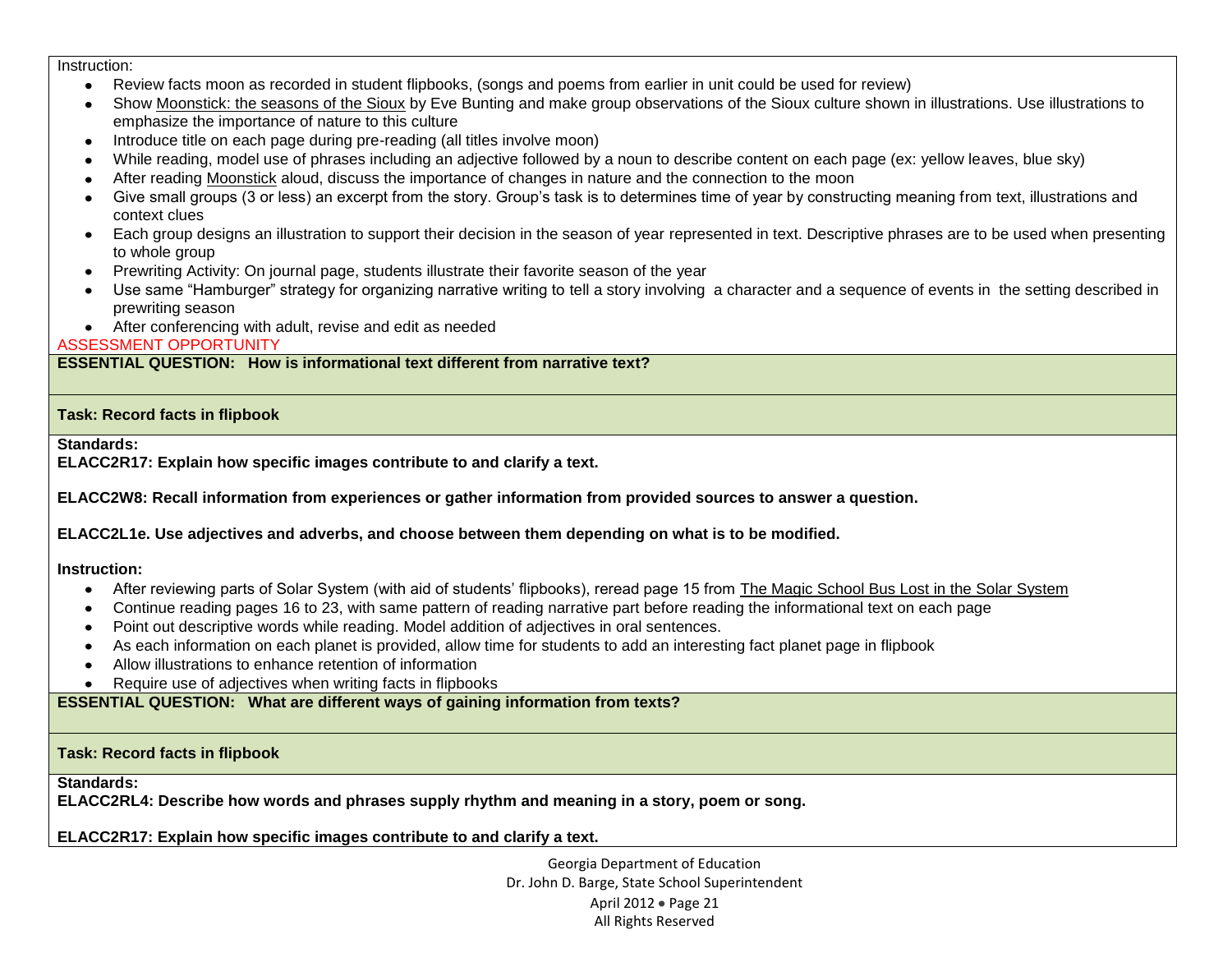Instruction:

- Review facts moon as recorded in student flipbooks, (songs and poems from earlier in unit could be used for review)
- Show Moonstick: the seasons of the Sioux by Eve Bunting and make group observations of the Sioux culture shown in illustrations. Use illustrations to emphasize the importance of nature to this culture
- Introduce title on each page during pre-reading (all titles involve moon)
- While reading, model use of phrases including an adjective followed by a noun to describe content on each page (ex: yellow leaves, blue sky)
- After reading Moonstick aloud, discuss the importance of changes in nature and the connection to the moon
- Give small groups (3 or less) an excerpt from the story. Group's task is to determines time of year by constructing meaning from text, illustrations and context clues
- Each group designs an illustration to support their decision in the season of year represented in text. Descriptive phrases are to be used when presenting to whole group
- Prewriting Activity: On journal page, students illustrate their favorite season of the year
- Use same "Hamburger" strategy for organizing narrative writing to tell a story involving a character and a sequence of events in the setting described in prewriting season
- After conferencing with adult, revise and edit as needed

ASSESSMENT OPPORTUNITY

**ESSENTIAL QUESTION: How is informational text different from narrative text?**

**Task: Record facts in flipbook**

**Standards:**

**ELACC2R17: Explain how specific images contribute to and clarify a text.**

**ELACC2W8: Recall information from experiences or gather information from provided sources to answer a question.**

**ELACC2L1e. Use adjectives and adverbs, and choose between them depending on what is to be modified.**

**Instruction:**

- After reviewing parts of Solar System (with aid of students' flipbooks), reread page 15 from The Magic School Bus Lost in the Solar System
- Continue reading pages 16 to 23, with same pattern of reading narrative part before reading the informational text on each page
- Point out descriptive words while reading. Model addition of adjectives in oral sentences.
- As each information on each planet is provided, allow time for students to add an interesting fact planet page in flipbook
- Allow illustrations to enhance retention of information
- Require use of adjectives when writing facts in flipbooks

**ESSENTIAL QUESTION: What are different ways of gaining information from texts?**

**Task: Record facts in flipbook**

**Standards:**

**ELACC2RL4: Describe how words and phrases supply rhythm and meaning in a story, poem or song.**

**ELACC2R17: Explain how specific images contribute to and clarify a text.**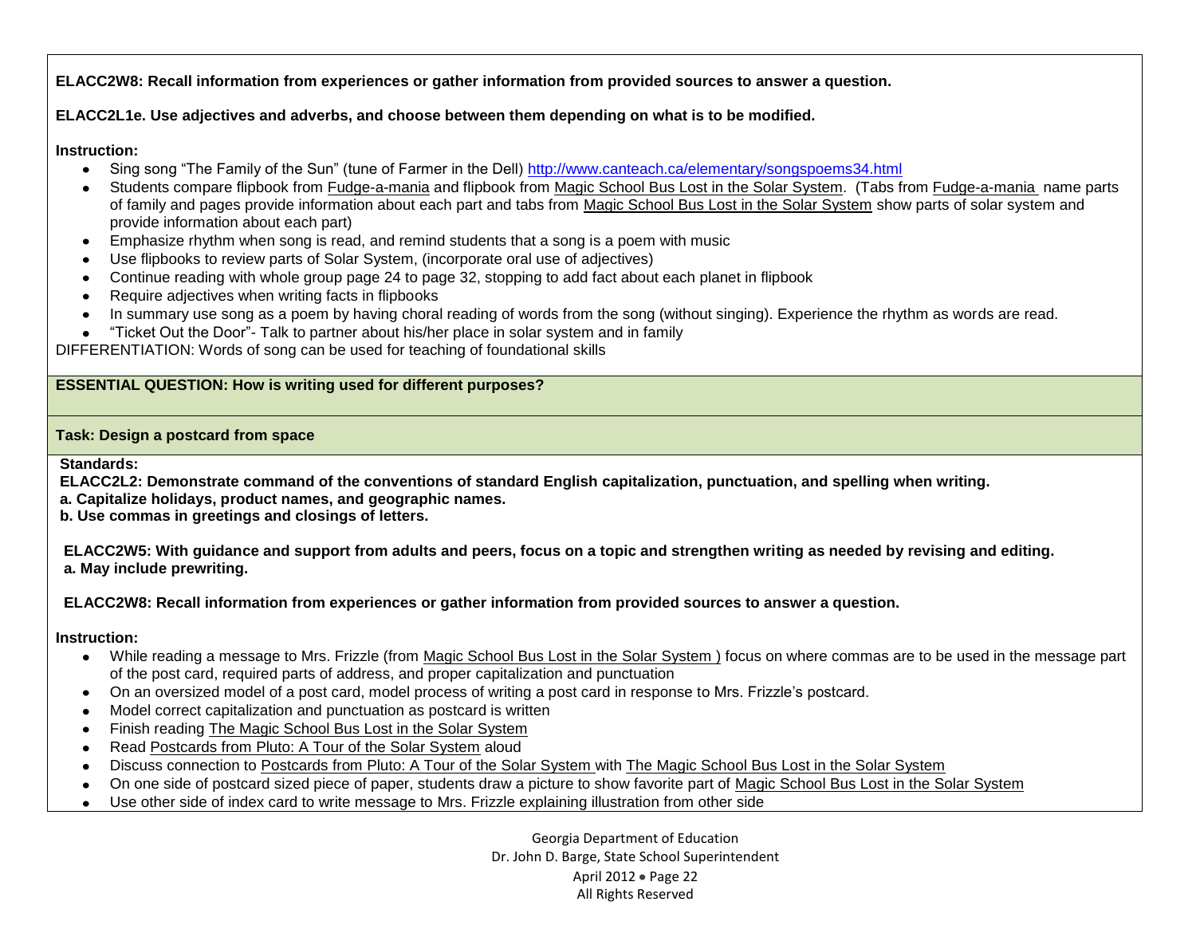**ELACC2W8: Recall information from experiences or gather information from provided sources to answer a question.**

**ELACC2L1e. Use adjectives and adverbs, and choose between them depending on what is to be modified.**

**Instruction:**

- Sing song "The Family of the Sun" (tune of Farmer in the Dell) http://www.canteach.ca/elementary/songspoems34.html
- Students compare flipbook from Fudge-a-mania and flipbook from Magic School Bus Lost in the Solar System. (Tabs from Fudge-a-mania name parts of family and pages provide information about each part and tabs from Magic School Bus Lost in the Solar System show parts of solar system and provide information about each part)
- Emphasize rhythm when song is read, and remind students that a song is a poem with music
- Use flipbooks to review parts of Solar System, (incorporate oral use of adjectives)
- Continue reading with whole group page 24 to page 32, stopping to add fact about each planet in flipbook
- Require adjectives when writing facts in flipbooks
- In summary use song as a poem by having choral reading of words from the song (without singing). Experience the rhythm as words are read.
- "Ticket Out the Door"- Talk to partner about his/her place in solar system and in family

DIFFERENTIATION: Words of song can be used for teaching of foundational skills

**ESSENTIAL QUESTION: How is writing used for different purposes?**

**Task: Design a postcard from space**

**Standards:**

**ELACC2L2: Demonstrate command of the conventions of standard English capitalization, punctuation, and spelling when writing.**
**a. Capitalize holidays, product names, and geographic names.**
**b. Use commas in greetings and closings of letters.**

**ELACC2W5: With guidance and support from adults and peers, focus on a topic and strengthen writing as needed by revising and editing.**
**a. May include prewriting.**

**ELACC2W8: Recall information from experiences or gather information from provided sources to answer a question.**

**Instruction:**

- While reading a message to Mrs. Frizzle (from Magic School Bus Lost in the Solar System ) focus on where commas are to be used in the message part of the post card, required parts of address, and proper capitalization and punctuation
- On an oversized model of a post card, model process of writing a post card in response to Mrs. Frizzle's postcard.
- Model correct capitalization and punctuation as postcard is written
- Finish reading The Magic School Bus Lost in the Solar System
- Read Postcards from Pluto: A Tour of the Solar System aloud
- Discuss connection to Postcards from Pluto: A Tour of the Solar System with The Magic School Bus Lost in the Solar System
- On one side of postcard sized piece of paper, students draw a picture to show favorite part of Magic School Bus Lost in the Solar System
- Use other side of index card to write message to Mrs. Frizzle explaining illustration from other side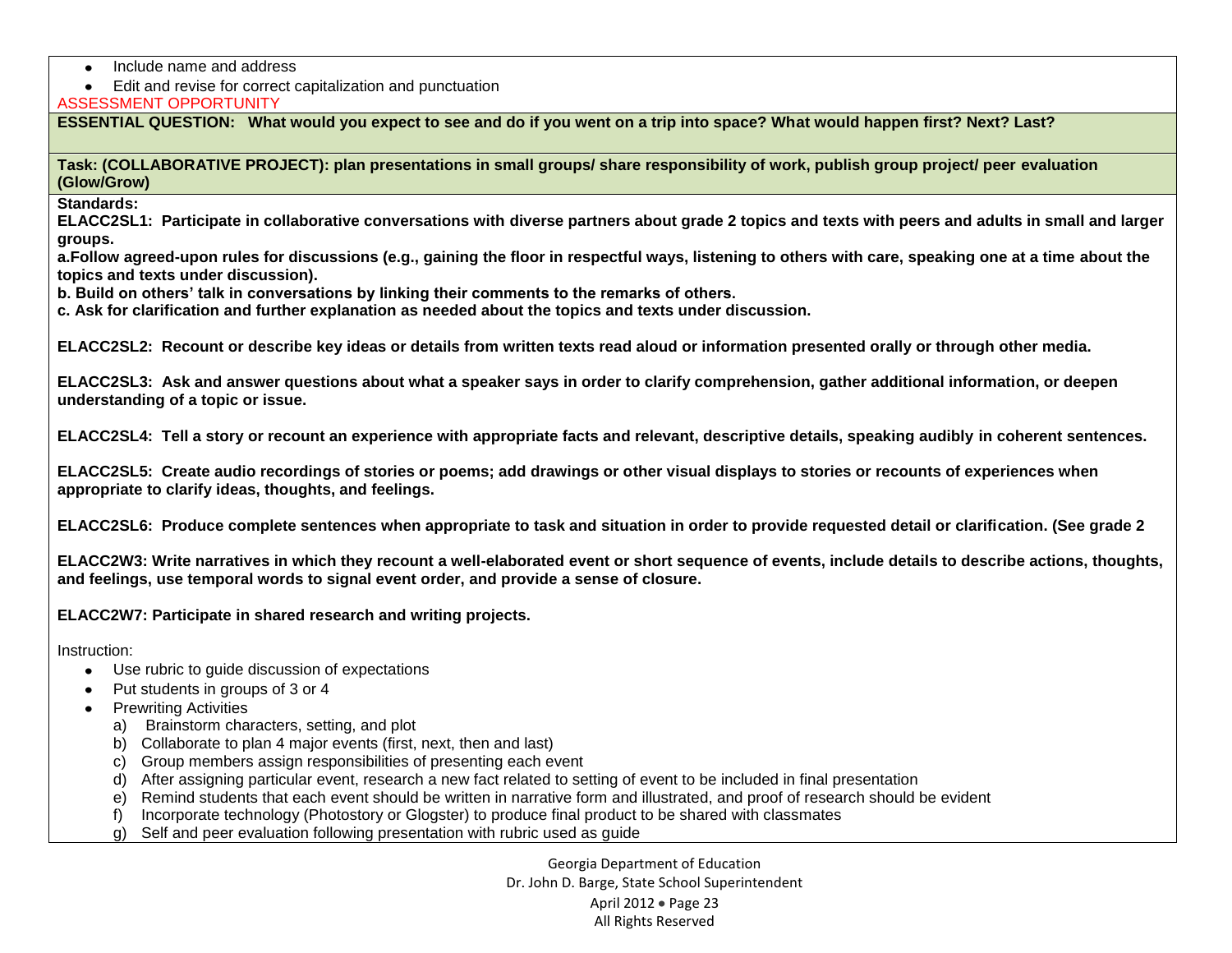- Include name and address
- Edit and revise for correct capitalization and punctuation

ASSESSMENT OPPORTUNITY

**ESSENTIAL QUESTION: What would you expect to see and do if you went on a trip into space? What would happen first? Next? Last?**

**Task: (COLLABORATIVE PROJECT): plan presentations in small groups/ share responsibility of work, publish group project/ peer evaluation (Glow/Grow)**

**Standards:**

**ELACC2SL1: Participate in collaborative conversations with diverse partners about grade 2 topics and texts with peers and adults in small and larger groups.**

**a.Follow agreed-upon rules for discussions (e.g., gaining the floor in respectful ways, listening to others with care, speaking one at a time about the topics and texts under discussion).**

**b. Build on others' talk in conversations by linking their comments to the remarks of others.**

**c. Ask for clarification and further explanation as needed about the topics and texts under discussion.**

**ELACC2SL2: Recount or describe key ideas or details from written texts read aloud or information presented orally or through other media.**

**ELACC2SL3: Ask and answer questions about what a speaker says in order to clarify comprehension, gather additional information, or deepen understanding of a topic or issue.**

**ELACC2SL4: Tell a story or recount an experience with appropriate facts and relevant, descriptive details, speaking audibly in coherent sentences.**

**ELACC2SL5: Create audio recordings of stories or poems; add drawings or other visual displays to stories or recounts of experiences when appropriate to clarify ideas, thoughts, and feelings.**

**ELACC2SL6: Produce complete sentences when appropriate to task and situation in order to provide requested detail or clarification. (See grade 2**

**ELACC2W3: Write narratives in which they recount a well-elaborated event or short sequence of events, include details to describe actions, thoughts, and feelings, use temporal words to signal event order, and provide a sense of closure.**

**ELACC2W7: Participate in shared research and writing projects.**

Instruction:

- Use rubric to guide discussion of expectations
- Put students in groups of 3 or 4
- Prewriting Activities
  a) Brainstorm characters, setting, and plot
  b) Collaborate to plan 4 major events (first, next, then and last)
  c) Group members assign responsibilities of presenting each event
  d) After assigning particular event, research a new fact related to setting of event to be included in final presentation
  e) Remind students that each event should be written in narrative form and illustrated, and proof of research should be evident
  f) Incorporate technology (Photostory or Glogster) to produce final product to be shared with classmates
  g) Self and peer evaluation following presentation with rubric used as guide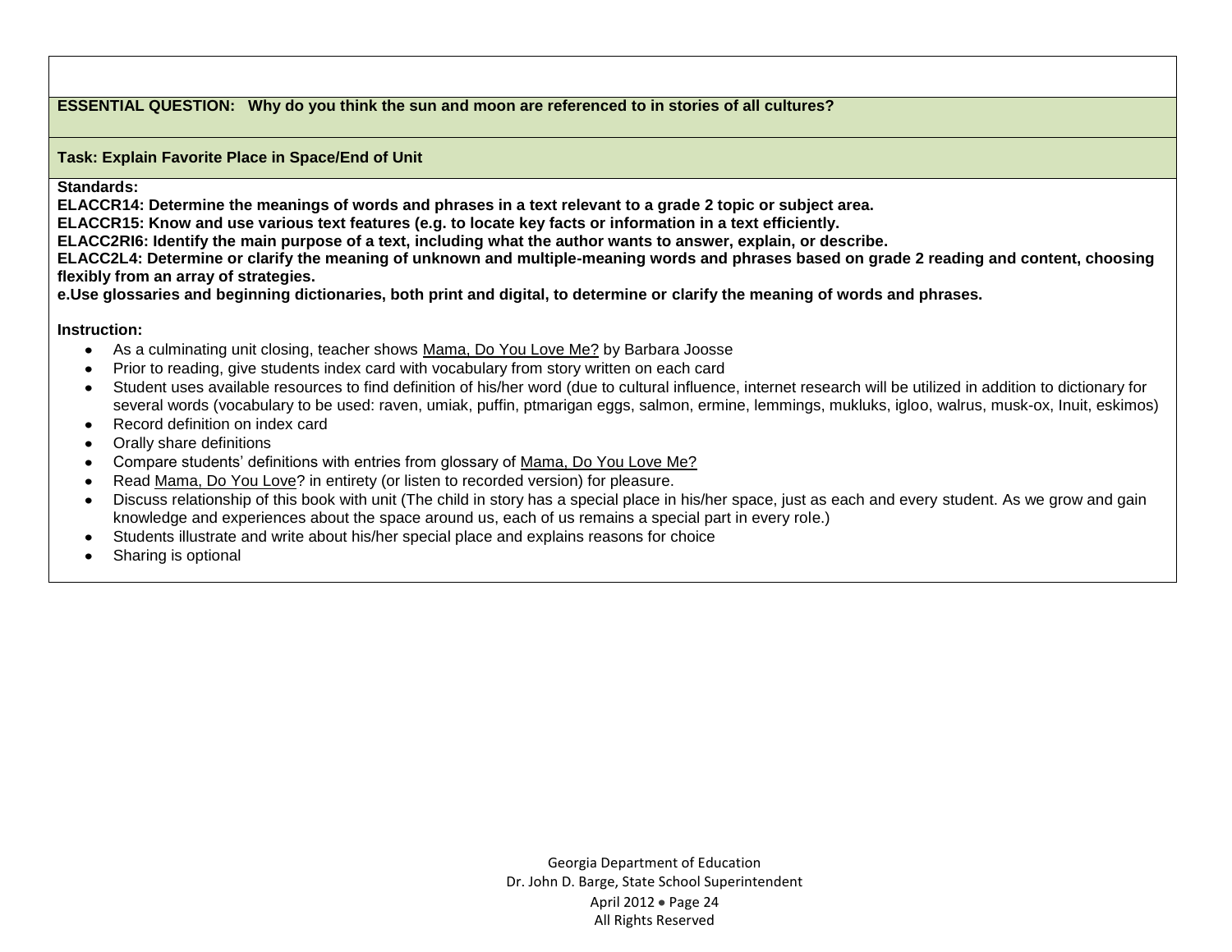**ESSENTIAL QUESTION: Why do you think the sun and moon are referenced to in stories of all cultures?**

**Task: Explain Favorite Place in Space/End of Unit**

**Standards:**

**ELACCR14: Determine the meanings of words and phrases in a text relevant to a grade 2 topic or subject area.**

**ELACCR15: Know and use various text features (e.g. to locate key facts or information in a text efficiently.**

**ELACC2RI6: Identify the main purpose of a text, including what the author wants to answer, explain, or describe.**

**ELACC2L4: Determine or clarify the meaning of unknown and multiple-meaning words and phrases based on grade 2 reading and content, choosing flexibly from an array of strategies.**

**e.Use glossaries and beginning dictionaries, both print and digital, to determine or clarify the meaning of words and phrases.**

**Instruction:**

- As a culminating unit closing, teacher shows Mama, Do You Love Me? by Barbara Joosse
- Prior to reading, give students index card with vocabulary from story written on each card
- Student uses available resources to find definition of his/her word (due to cultural influence, internet research will be utilized in addition to dictionary for several words (vocabulary to be used: raven, umiak, puffin, ptmarigan eggs, salmon, ermine, lemmings, mukluks, igloo, walrus, musk-ox, Inuit, eskimos)
- Record definition on index card
- Orally share definitions
- Compare students' definitions with entries from glossary of Mama, Do You Love Me?
- Read Mama, Do You Love? in entirety (or listen to recorded version) for pleasure.
- Discuss relationship of this book with unit (The child in story has a special place in his/her space, just as each and every student. As we grow and gain knowledge and experiences about the space around us, each of us remains a special part in every role.)
- Students illustrate and write about his/her special place and explains reasons for choice
- Sharing is optional